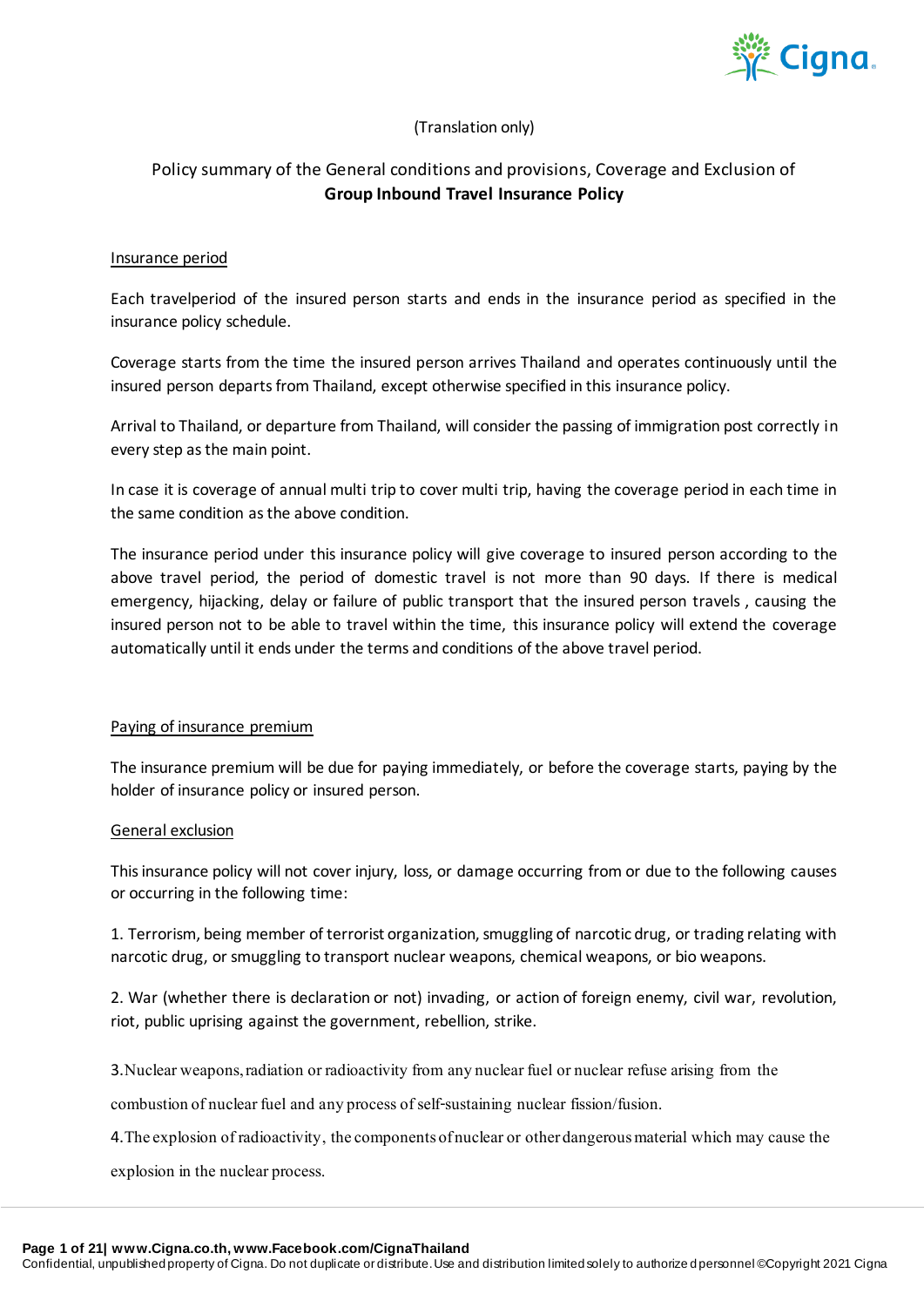(Translation only)

# Policy summary of the General conditions and provisions, Coverage and Exclusion of **Group Inbound Travel Insurance Policy**

## Insurance period

Each travelperiod of the insured person starts and ends in the insurance period as specified in the insurance policy schedule.

Coverage starts from the time the insured person arrives Thailand and operates continuously until the insured person departs from Thailand, except otherwise specified in this insurance policy.

Arrival to Thailand, or departure from Thailand, will consider the passing of immigration post correctly in every step as the main point.

In case it is coverage of annual multi trip to cover multi trip, having the coverage period in each time in the same condition as the above condition.

The insurance period under this insurance policy will give coverage to insured person according to the above travel period, the period of domestic travel is not more than 90 days. If there is medical emergency, hijacking, delay or failure of public transport that the insured person travels , causing the insured person not to be able to travel within the time, this insurance policy will extend the coverage automatically until it ends under the terms and conditions of the above travel period.

## Paying of insurance premium

The insurance premium will be due for paying immediately, or before the coverage starts, paying by the holder of insurance policy or insured person.

## General exclusion

This insurance policy will not cover injury, loss, or damage occurring from or due to the following causes or occurring in the following time:

1. Terrorism, being member of terrorist organization, smuggling of narcotic drug, or trading relating with narcotic drug, or smuggling to transport nuclear weapons, chemical weapons, or bio weapons.

2. War (whether there is declaration or not) invading, or action of foreign enemy, civil war, revolution, riot, public uprising against the government, rebellion, strike.

3. Nuclear weapons, radiation or radioactivity from any nuclear fuel or nuclear refuse arising from the combustion of nuclear fuel and any process of self-sustaining nuclear fission/fusion.

4. The explosion of radioactivity, the components of nuclear or other dangerous material which may cause the explosion in the nuclear process.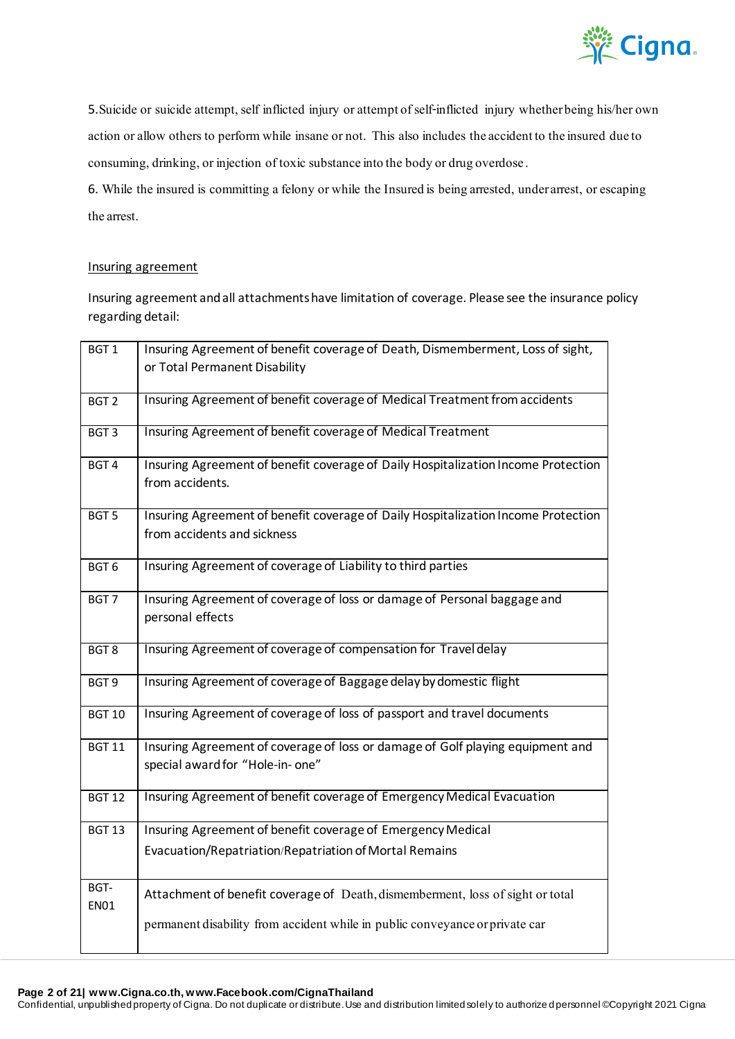5.Suicide or suicide attempt, self inflicted injury or attempt of self-inflicted injury whether being his/her own action or allow others to perform while insane or not. This also includes the accident to the insured due to consuming, drinking, or injection of toxic substance into the body or drug overdose.

6. While the insured is committing a felony or while the Insured is being arrested, under arrest, or escaping the arrest.

Insuring agreement

Insuring agreement and all attachments have limitation of coverage. Please see the insurance policy regarding detail:

| | |
|---|---|
| BGT 1 | Insuring Agreement of benefit coverage of Death, Dismemberment, Loss of sight, or Total Permanent Disability |
| BGT 2 | Insuring Agreement of benefit coverage of Medical Treatment from accidents |
| BGT 3 | Insuring Agreement of benefit coverage of Medical Treatment |
| BGT 4 | Insuring Agreement of benefit coverage of Daily Hospitalization Income Protection from accidents. |
| BGT 5 | Insuring Agreement of benefit coverage of Daily Hospitalization Income Protection from accidents and sickness |
| BGT 6 | Insuring Agreement of coverage of Liability to third parties |
| BGT 7 | Insuring Agreement of coverage of loss or damage of Personal baggage and personal effects |
| BGT 8 | Insuring Agreement of coverage of compensation for Travel delay |
| BGT 9 | Insuring Agreement of coverage of Baggage delay by domestic flight |
| BGT 10 | Insuring Agreement of coverage of loss of passport and travel documents |
| BGT 11 | Insuring Agreement of coverage of loss or damage of Golf playing equipment and special award for "Hole-in- one" |
| BGT 12 | Insuring Agreement of benefit coverage of Emergency Medical Evacuation |
| BGT 13 | Insuring Agreement of benefit coverage of Emergency Medical Evacuation/Repatriation/Repatriation of Mortal Remains |
| BGT-EN01 | Attachment of benefit coverage of Death, dismemberment, loss of sight or total permanent disability from accident while in public conveyance or private car |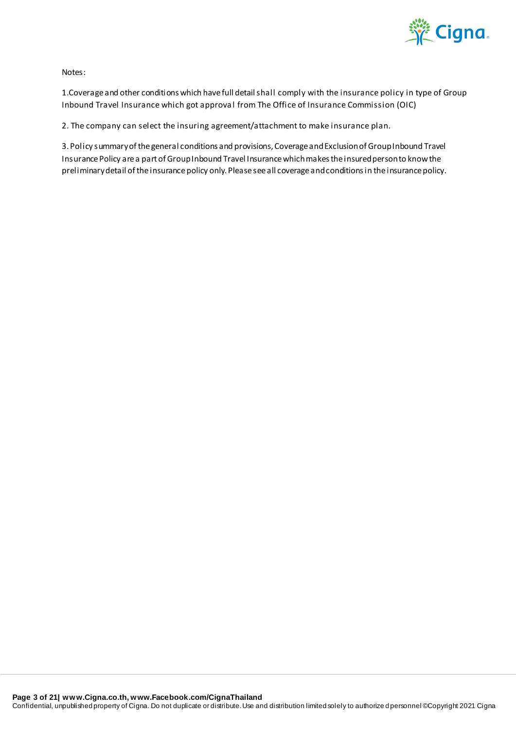Notes:

1.Coverage and other conditions which have full detail shall comply with the insurance policy in type of Group Inbound Travel Insurance which got approval from The Office of Insurance Commission (OIC)

2. The company can select the insuring agreement/attachment to make insurance plan.

3. Policy summary of the general conditions and provisions, Coverage and Exclusion of Group Inbound Travel Insurance Policy are a part of Group Inbound Travel Insurance which makes the insured person to know the preliminary detail of the insurance policy only. Please see all coverage and conditions in the insurance policy.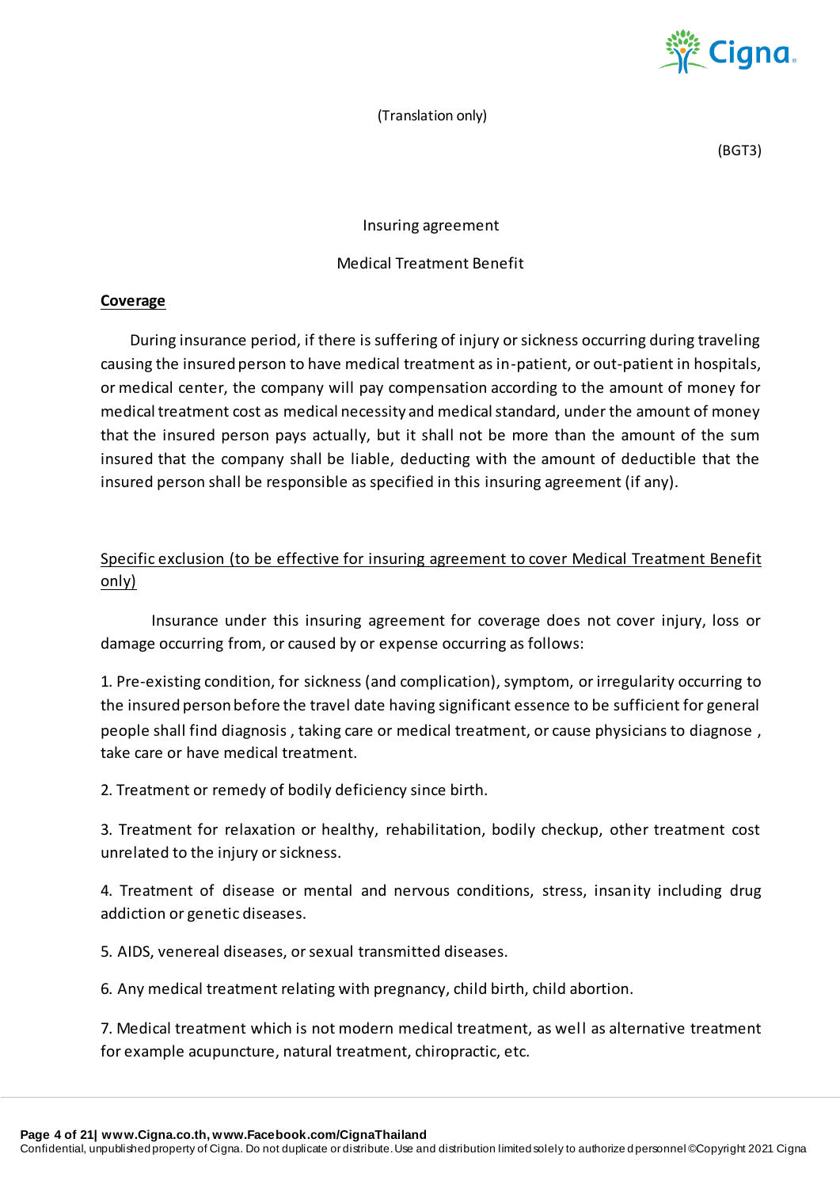(Translation only)

(BGT3)

Insuring agreement

Medical Treatment Benefit

**Coverage**

During insurance period, if there is suffering of injury or sickness occurring during traveling causing the insured person to have medical treatment as in-patient, or out-patient in hospitals, or medical center, the company will pay compensation according to the amount of money for medical treatment cost as medical necessity and medical standard, under the amount of money that the insured person pays actually, but it shall not be more than the amount of the sum insured that the company shall be liable, deducting with the amount of deductible that the insured person shall be responsible as specified in this insuring agreement (if any).

Specific exclusion (to be effective for insuring agreement to cover Medical Treatment Benefit only)

Insurance under this insuring agreement for coverage does not cover injury, loss or damage occurring from, or caused by or expense occurring as follows:

1. Pre-existing condition, for sickness (and complication), symptom, or irregularity occurring to the insured person before the travel date having significant essence to be sufficient for general people shall find diagnosis , taking care or medical treatment, or cause physicians to diagnose , take care or have medical treatment.

2. Treatment or remedy of bodily deficiency since birth.

3. Treatment for relaxation or healthy, rehabilitation, bodily checkup, other treatment cost unrelated to the injury or sickness.

4. Treatment of disease or mental and nervous conditions, stress, insanity including drug addiction or genetic diseases.

5. AIDS, venereal diseases, or sexual transmitted diseases.

6. Any medical treatment relating with pregnancy, child birth, child abortion.

7. Medical treatment which is not modern medical treatment, as well as alternative treatment for example acupuncture, natural treatment, chiropractic, etc.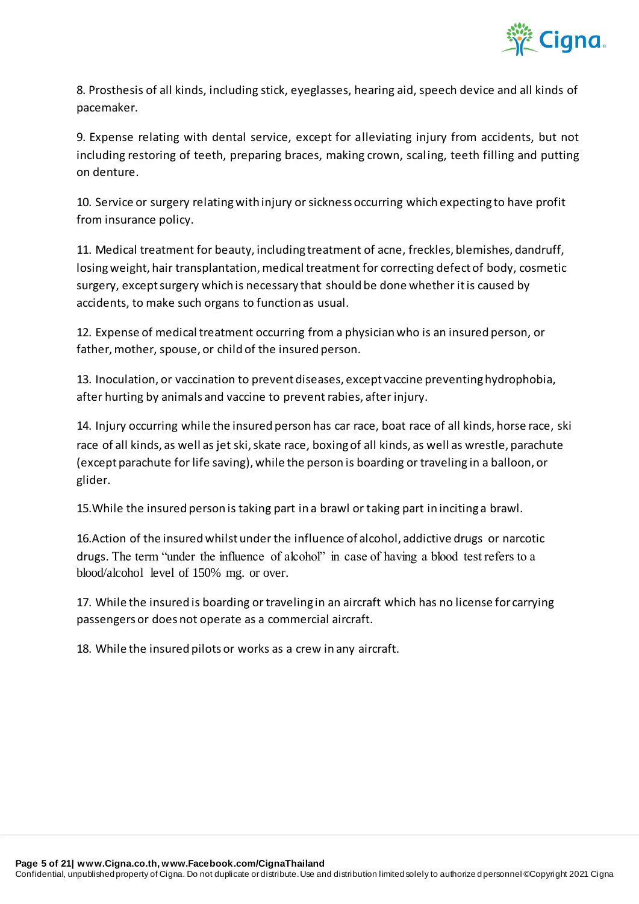8. Prosthesis of all kinds, including stick, eyeglasses, hearing aid, speech device and all kinds of pacemaker.

9. Expense relating with dental service, except for alleviating injury from accidents, but not including restoring of teeth, preparing braces, making crown, scaling, teeth filling and putting on denture.

10. Service or surgery relating with injury or sickness occurring which expecting to have profit from insurance policy.

11. Medical treatment for beauty, including treatment of acne, freckles, blemishes, dandruff, losing weight, hair transplantation, medical treatment for correcting defect of body, cosmetic surgery, except surgery which is necessary that should be done whether it is caused by accidents, to make such organs to function as usual.

12. Expense of medical treatment occurring from a physician who is an insured person, or father, mother, spouse, or child of the insured person.

13. Inoculation, or vaccination to prevent diseases, except vaccine preventing hydrophobia, after hurting by animals and vaccine to prevent rabies, after injury.

14. Injury occurring while the insured person has car race, boat race of all kinds, horse race, ski race of all kinds, as well as jet ski, skate race, boxing of all kinds, as well as wrestle, parachute (except parachute for life saving), while the person is boarding or traveling in a balloon, or glider.

15.While the insured person is taking part in a brawl or taking part in inciting a brawl.

16.Action of the insured whilst under the influence of alcohol, addictive drugs or narcotic drugs. The term "under the influence of alcohol" in case of having a blood test refers to a blood/alcohol level of 150% mg. or over.

17. While the insured is boarding or traveling in an aircraft which has no license for carrying passengers or does not operate as a commercial aircraft.

18. While the insured pilots or works as a crew in any aircraft.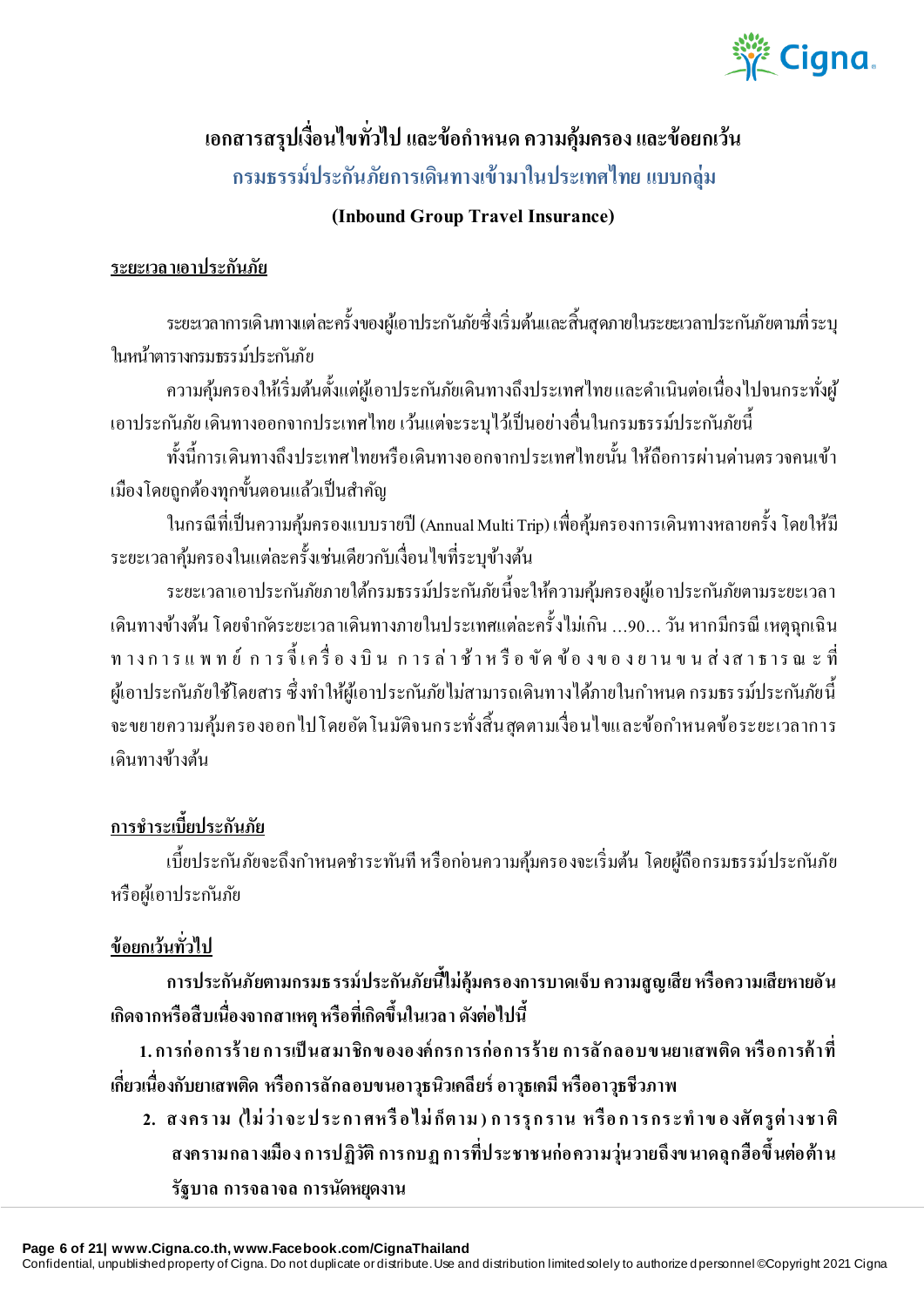# เอกสารสรุปเงื่อนไขทั่วไป และข้อกำหนด ความคุ้มครอง และข้อยกเว้น

## กรมธรรม์ประกันภัยการเดินทางเข้ามาในประเทศไทย แบบกลุ่ม

**(Inbound Group Travel Insurance)**

**ระยะเวลาเอาประกันภัย**

ระยะเวลาการเดินทางแต่ละครั้งของผู้เอาประกันภัยซึ่งเริ่มต้นและสิ้นสุดภายในระยะเวลาประกันภัยตามที่ระบุในหน้าตารางกรมธรรม์ประกันภัย

ความคุ้มครองให้เริ่มต้นตั้งแต่ผู้เอาประกันภัยเดินทางถึงประเทศไทยและดำเนินต่อเนื่องไปจนกระทั่งผู้เอาประกันภัย เดินทางออกจากประเทศไทย เว้นแต่จะระบุไว้เป็นอย่างอื่นในกรมธรรม์ประกันภัยนี้

ทั้งนี้การเดินทางถึงประเทศไทยหรือเดินทางออกจากประเทศไทยนั้น ให้ถือการผ่านด่านตรวจคนเข้าเมืองโดยถูกต้องทุกขั้นตอนแล้วเป็นสำคัญ

ในกรณีที่เป็นความคุ้มครองแบบรายปี (Annual Multi Trip) เพื่อคุ้มครองการเดินทางหลายครั้ง โดยให้มีระยะเวลาคุ้มครองในแต่ละครั้งเช่นเดียวกับเงื่อนไขที่ระบุข้างต้น

ระยะเวลาเอาประกันภัยภายใต้กรมธรรม์ประกันภัยนี้จะให้ความคุ้มครองผู้เอาประกันภัยตามระยะเวลาเดินทางข้างต้น โดยจำกัดระยะเวลาเดินทางภายในประเทศแต่ละครั้งไม่เกิน ...90... วัน หากมีกรณี เหตุฉุกเฉินทางการแพทย์ การจี้เครื่องบิน การล่าช้าหรือขัดข้องของยานขนส่งสาธารณะที่ผู้เอาประกันภัยใช้โดยสาร ซึ่งทำให้ผู้เอาประกันภัยไม่สามารถเดินทางได้ภายในกำหนด กรมธรรม์ประกันภัยนี้จะขยายความคุ้มครองออกไปโดยอัตโนมัติจนกระทั่งสิ้นสุดตามเงื่อนไขและข้อกำหนดข้อระยะเวลาการเดินทางข้างต้น

**การชำระเบี้ยประกันภัย**

เบี้ยประกันภัยจะถึงกำหนดชำระทันที หรือก่อนความคุ้มครองจะเริ่มต้น โดยผู้ถือกรมธรรม์ประกันภัยหรือผู้เอาประกันภัย

**ข้อยกเว้นทั่วไป**

**การประกันภัยตามกรมธรรม์ประกันภัยนี้ไม่คุ้มครองการบาดเจ็บ ความสูญเสีย หรือความเสียหายอันเกิดจากหรือสืบเนื่องจากสาเหตุ หรือที่เกิดขึ้นในเวลา ดังต่อไปนี้**

1. **การก่อการร้าย การเป็นสมาชิกขององค์กรการก่อการร้าย การลักลอบขนยาเสพติด หรือการค้าที่เกี่ยวเนื่องกับยาเสพติด หรือการลักลอบขนอาวุธนิวเคลียร์ อาวุธเคมี หรืออาวุธชีวภาพ**
2. **สงคราม (ไม่ว่าจะประกาศหรือไม่ก็ตาม) การรุกราน หรือการกระทำของศัตรูต่างชาติ สงครามกลางเมือง การปฏิวัติ การกบฏ การที่ประชาชนก่อความวุ่นวายถึงขนาดลุกฮือขึ้นต่อต้านรัฐบาล การจลาจล การนัดหยุดงาน**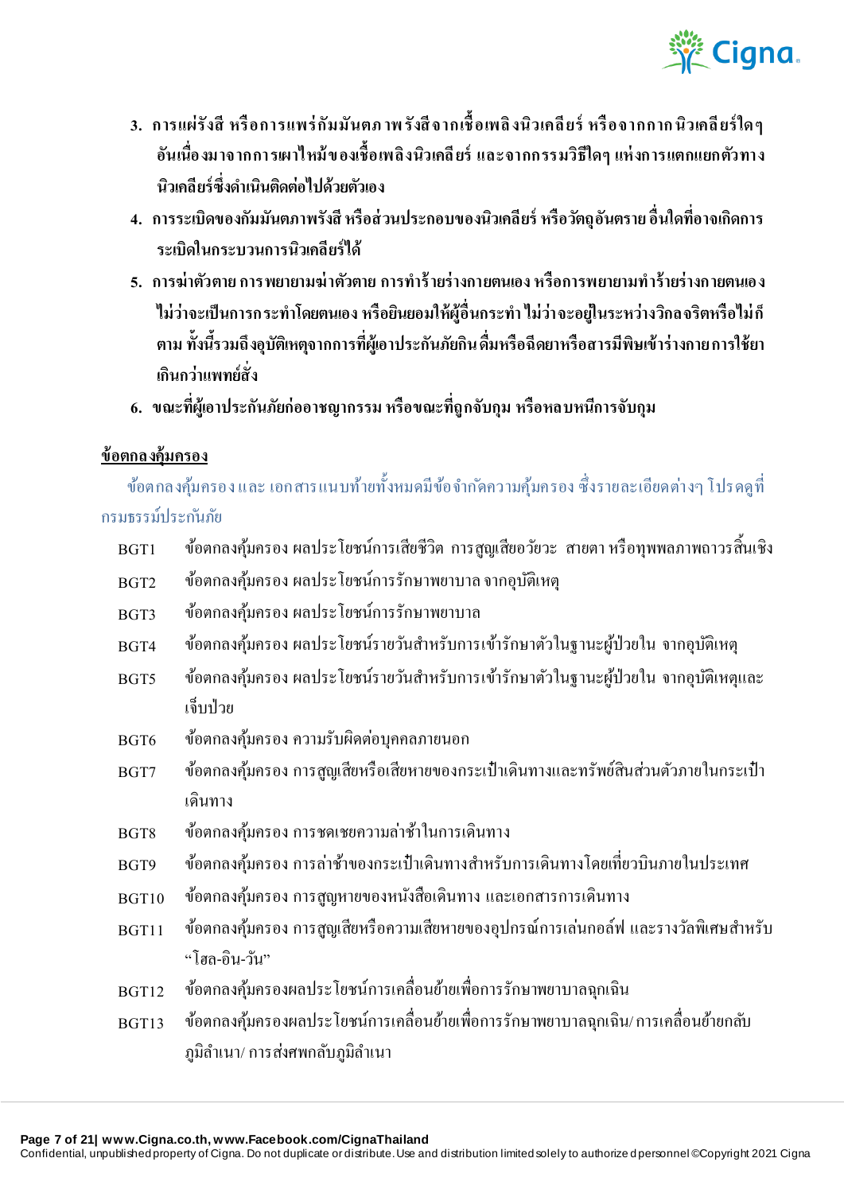3. **การแผ่รังสี หรือการแพร่กัมมันตภาพรังสีจากเชื้อเพลิงนิวเคลียร์ หรือจากกากนิวเคลียร์ใดๆ อันเนื่องมาจากการเผาไหม้ของเชื้อเพลิงนิวเคลียร์ และจากกรรมวิธีใดๆ แห่งการแตกแยกตัวทางนิวเคลียร์ซึ่งดำเนินติดต่อไปด้วยตัวเอง**
4. **การระเบิดของกัมมันตภาพรังสี หรือส่วนประกอบของนิวเคลียร์ หรือวัตถุอันตราย อื่นใดที่อาจเกิดการระเบิดในกระบวนการนิวเคลียร์ได้**
5. **การฆ่าตัวตาย การพยายามฆ่าตัวตาย การทำร้ายร่างกายตนเอง หรือการพยายามทำร้ายร่างกายตนเอง ไม่ว่าจะเป็นการกระทำโดยตนเอง หรือยินยอมให้ผู้อื่นกระทำ ไม่ว่าจะอยู่ในระหว่างวิกลจริตหรือไม่ก็ตาม ทั้งนี้รวมถึงอุบัติเหตุจากการที่ผู้เอาประกันภัยกิน ดื่มหรือฉีดยาหรือสารมีพิษเข้าร่างกาย การใช้ยาเกินกว่าแพทย์สั่ง**
6. **ขณะที่ผู้เอาประกันภัยก่ออาชญากรรม หรือขณะที่ถูกจับกุม หรือหลบหนีการจับกุม**

**<u>ข้อตกลงคุ้มครอง</u>**

ข้อตกลงคุ้มครองและ เอกสารแนบท้ายทั้งหมดมีข้อจำกัดความคุ้มครอง ซึ่งรายละเอียดต่างๆ โปรดดูที่กรมธรรม์ประกันภัย

| | |
|---|---|
| BGT1 | ข้อตกลงคุ้มครอง ผลประโยชน์การเสียชีวิต การสูญเสียอวัยวะ สายตา หรือทุพพลภาพถาวรสิ้นเชิง |
| BGT2 | ข้อตกลงคุ้มครอง ผลประโยชน์การรักษาพยาบาล จากอุบัติเหตุ |
| BGT3 | ข้อตกลงคุ้มครอง ผลประโยชน์การรักษาพยาบาล |
| BGT4 | ข้อตกลงคุ้มครอง ผลประโยชน์รายวันสำหรับการเข้ารักษาตัวในฐานะผู้ป่วยใน จากอุบัติเหตุ |
| BGT5 | ข้อตกลงคุ้มครอง ผลประโยชน์รายวันสำหรับการเข้ารักษาตัวในฐานะผู้ป่วยใน จากอุบัติเหตุและเจ็บป่วย |
| BGT6 | ข้อตกลงคุ้มครอง ความรับผิดต่อบุคคลภายนอก |
| BGT7 | ข้อตกลงคุ้มครอง การสูญเสียหรือเสียหายของกระเป๋าเดินทางและทรัพย์สินส่วนตัวภายในกระเป๋าเดินทาง |
| BGT8 | ข้อตกลงคุ้มครอง การชดเชยความล่าช้าในการเดินทาง |
| BGT9 | ข้อตกลงคุ้มครอง การล่าช้าของกระเป๋าเดินทางสำหรับการเดินทางโดยเที่ยวบินภายในประเทศ |
| BGT10 | ข้อตกลงคุ้มครอง การสูญหายของหนังสือเดินทาง และเอกสารการเดินทาง |
| BGT11 | ข้อตกลงคุ้มครอง การสูญเสียหรือความเสียหายของอุปกรณ์การเล่นกอล์ฟ และรางวัลพิเศษสำหรับ "โฮล-อิน-วัน" |
| BGT12 | ข้อตกลงคุ้มครองผลประโยชน์การเคลื่อนย้ายเพื่อการรักษาพยาบาลฉุกเฉิน |
| BGT13 | ข้อตกลงคุ้มครองผลประโยชน์การเคลื่อนย้ายเพื่อการรักษาพยาบาลฉุกเฉิน/ การเคลื่อนย้ายกลับภูมิลำเนา/ การส่งศพกลับภูมิลำเนา |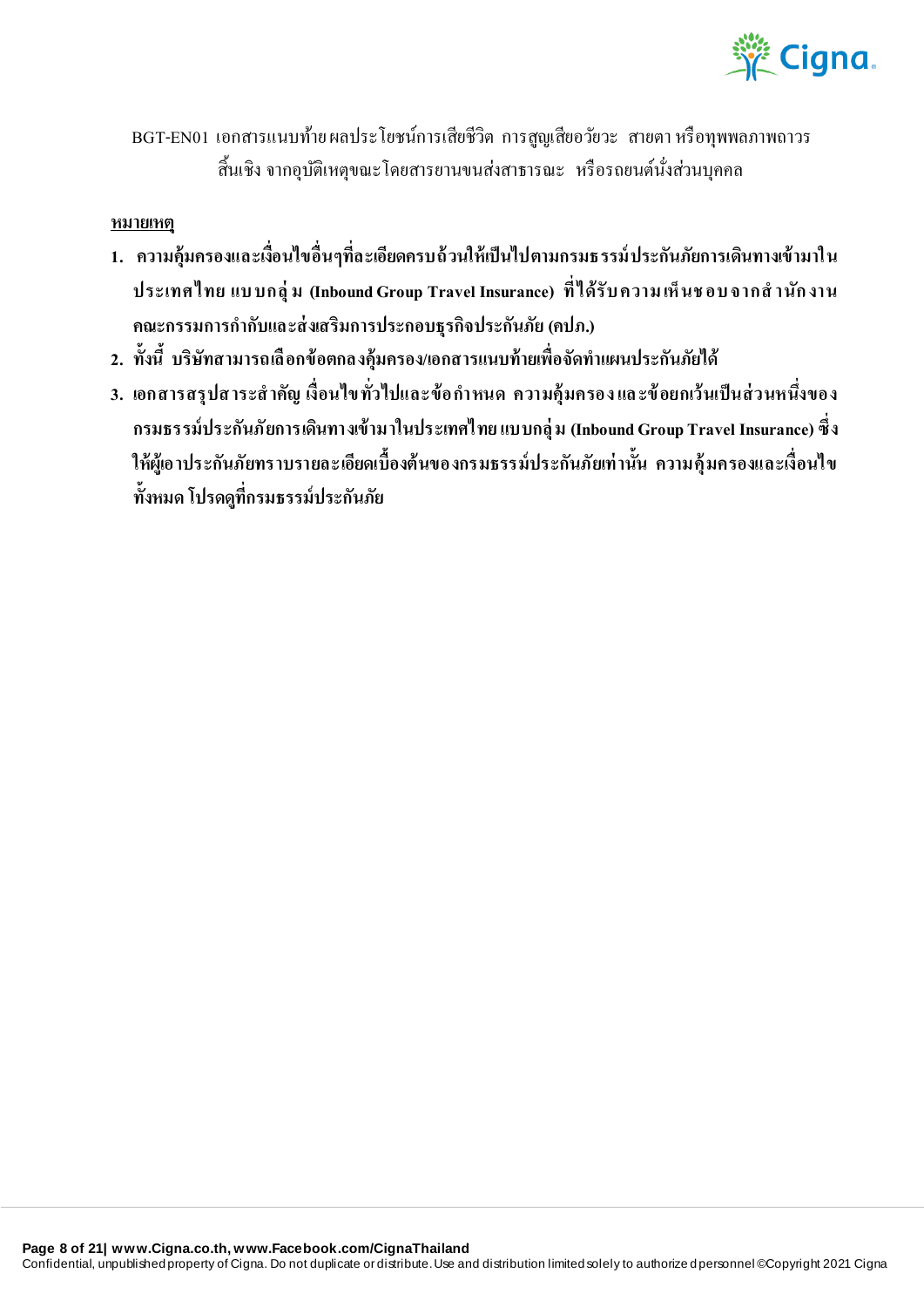BGT-EN01 เอกสารแนบท้ายผลประโยชน์การเสียชีวิต การสูญเสียอวัยวะ สายตา หรือทุพพลภาพถาวรสิ้นเชิง จากอุบัติเหตุขณะโดยสารยานขนส่งสาธารณะ หรือรถยนต์นั่งส่วนบุคคล

**หมายเหตุ**

1. **ความคุ้มครองและเงื่อนไขอื่นๆที่ละเอียดครบถ้วนให้เป็นไปตามกรมธรรม์ประกันภัยการเดินทางเข้ามาในประเทศไทย แบบกลุ่ม (Inbound Group Travel Insurance) ที่ได้รับความเห็นชอบจากสำนักงานคณะกรรมการกำกับและส่งเสริมการประกอบธุรกิจประกันภัย (คปภ.)**
2. **ทั้งนี้ บริษัทสามารถเลือกข้อตกลงคุ้มครอง/เอกสารแนบท้ายเพื่อจัดทำแผนประกันภัยได้**
3. **เอกสารสรุปสาระสำคัญ เงื่อนไขทั่วไปและข้อกำหนด ความคุ้มครองและข้อยกเว้นเป็นส่วนหนึ่งของกรมธรรม์ประกันภัยการเดินทางเข้ามาในประเทศไทย แบบกลุ่ม (Inbound Group Travel Insurance) ซึ่งให้ผู้เอาประกันภัยทราบรายละเอียดเบื้องต้นของกรมธรรม์ประกันภัยเท่านั้น ความคุ้มครองและเงื่อนไขทั้งหมด โปรดดูที่กรมธรรม์ประกันภัย**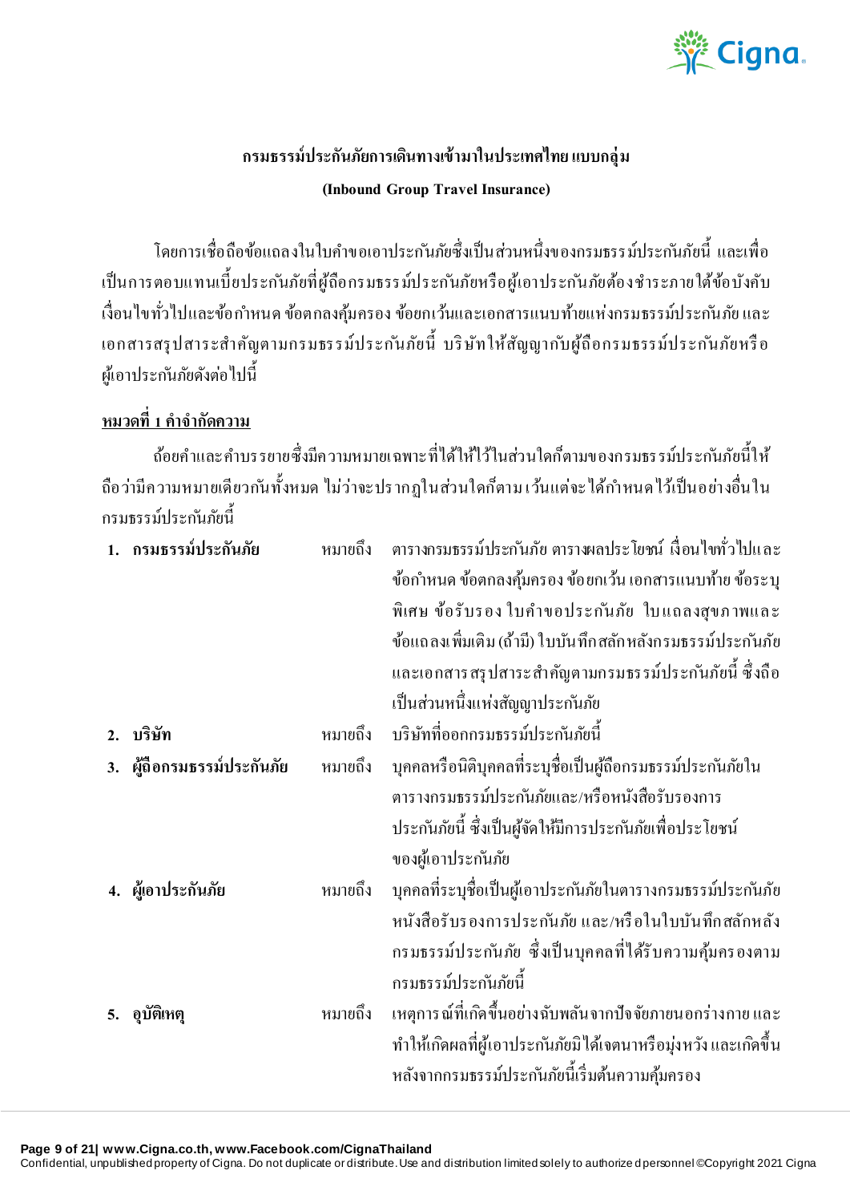## กรมธรรม์ประกันภัยการเดินทางเข้ามาในประเทศไทย แบบกลุ่ม

**(Inbound Group Travel Insurance)**

โดยการเชื่อถือข้อแถลงในใบคำขอเอาประกันภัยซึ่งเป็นส่วนหนึ่งของกรมธรรม์ประกันภัยนี้ และเพื่อเป็นการตอบแทนเบี้ยประกันภัยที่ผู้ถือกรมธรรม์ประกันภัยหรือผู้เอาประกันภัยต้องชำระภายใต้ข้อบังคับ เงื่อนไขทั่วไปและข้อกำหนด ข้อตกลงคุ้มครอง ข้อยกเว้นและเอกสารแนบท้ายแห่งกรมธรรม์ประกันภัย และเอกสารสรุปสาระสำคัญตามกรมธรรม์ประกันภัยนี้ บริษัทให้สัญญากับผู้ถือกรมธรรม์ประกันภัยหรือผู้เอาประกันภัยดังต่อไปนี้

### หมวดที่ 1 คำจำกัดความ

ถ้อยคำและคำบรรยายซึ่งมีความหมายเฉพาะที่ได้ให้ไว้ในส่วนใดก็ตามของกรมธรรม์ประกันภัยนี้ให้ถือว่ามีความหมายเดียวกันทั้งหมด ไม่ว่าจะปรากฏในส่วนใดก็ตาม เว้นแต่จะได้กำหนดไว้เป็นอย่างอื่นในกรมธรรม์ประกันภัยนี้

1. **กรมธรรม์ประกันภัย** หมายถึง ตารางกรมธรรม์ประกันภัย ตารางผลประโยชน์ เงื่อนไขทั่วไปและข้อกำหนด ข้อตกลงคุ้มครอง ข้อยกเว้น เอกสารแนบท้าย ข้อระบุพิเศษ ข้อรับรอง ใบคำขอประกันภัย ใบแถลงสุขภาพและข้อแถลงเพิ่มเติม (ถ้ามี) ใบบันทึกสลักหลังกรมธรรม์ประกันภัย และเอกสารสรุปสาระสำคัญตามกรมธรรม์ประกันภัยนี้ ซึ่งถือเป็นส่วนหนึ่งแห่งสัญญาประกันภัย
2. **บริษัท** หมายถึง บริษัทที่ออกกรมธรรม์ประกันภัยนี้
3. **ผู้ถือกรมธรรม์ประกันภัย** หมายถึง บุคคลหรือนิติบุคคลที่ระบุชื่อเป็นผู้ถือกรมธรรม์ประกันภัยในตารางกรมธรรม์ประกันภัยและ/หรือหนังสือรับรองการประกันภัยนี้ ซึ่งเป็นผู้จัดให้มีการประกันภัยเพื่อประโยชน์ของผู้เอาประกันภัย
4. **ผู้เอาประกันภัย** หมายถึง บุคคลที่ระบุชื่อเป็นผู้เอาประกันภัยในตารางกรมธรรม์ประกันภัย หนังสือรับรองการประกันภัย และ/หรือในใบบันทึกสลักหลังกรมธรรม์ประกันภัย ซึ่งเป็นบุคคลที่ได้รับความคุ้มครองตามกรมธรรม์ประกันภัยนี้
5. **อุบัติเหตุ** หมายถึง เหตุการณ์ที่เกิดขึ้นอย่างฉับพลันจากปัจจัยภายนอกร่างกาย และทำให้เกิดผลที่ผู้เอาประกันภัยมิได้เจตนาหรือมุ่งหวัง และเกิดขึ้นหลังจากกรมธรรม์ประกันภัยนี้เริ่มต้นความคุ้มครอง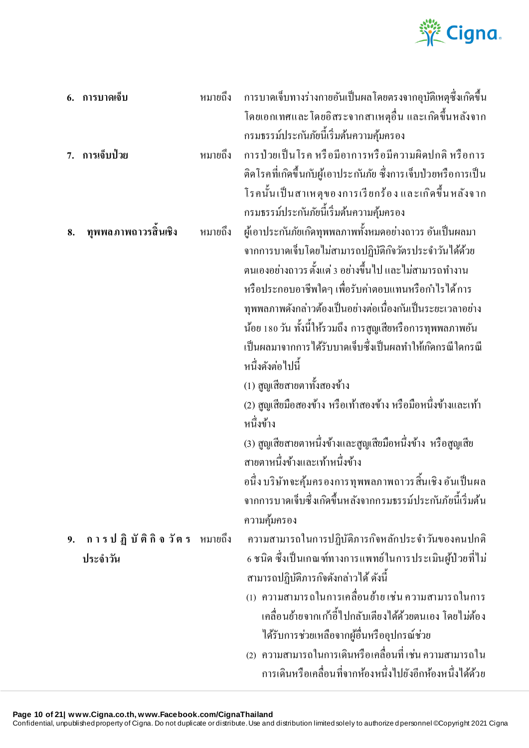6. **การบาดเจ็บ** หมายถึง การบาดเจ็บทางร่างกายอันเป็นผลโดยตรงจากอุบัติเหตุซึ่งเกิดขึ้นโดยเอกเทศและโดยอิสระจากสาเหตุอื่น และเกิดขึ้นหลังจากกรมธรรม์ประกันภัยนี้เริ่มต้นความคุ้มครอง

7. **การเจ็บป่วย** หมายถึง การป่วยเป็นโรค หรือมีอาการหรือมีความผิดปกติ หรือการติดโรคที่เกิดขึ้นกับผู้เอาประกันภัย ซึ่งการเจ็บป่วยหรือการเป็นโรคนั้นเป็นสาเหตุของการเรียกร้อง และเกิดขึ้นหลังจากกรมธรรม์ประกันภัยนี้เริ่มต้นความคุ้มครอง

8. **ทุพพลภาพถาวรสิ้นเชิง** หมายถึง ผู้เอาประกันภัยเกิดทุพพลภาพทั้งหมดอย่างถาวร อันเป็นผลมาจากการบาดเจ็บโดยไม่สามารถปฏิบัติกิจวัตรประจำวันได้ด้วยตนเองอย่างถาวร ตั้งแต่ 3 อย่างขึ้นไป และไม่สามารถทำงานหรือประกอบอาชีพใดๆ เพื่อรับค่าตอบแทนหรือกำไรได้การทุพพลภาพดังกล่าวต้องเป็นอย่างต่อเนื่องกันเป็นระยะเวลาอย่างน้อย 180 วัน ทั้งนี้ให้รวมถึง การสูญเสียหรือการทุพพลภาพอันเป็นผลมาจากการได้รับบาดเจ็บซึ่งเป็นผลทำให้เกิดกรณีใดกรณีหนึ่งดังต่อไปนี้

   (1) สูญเสียสายตาทั้งสองข้าง

   (2) สูญเสียมือสองข้าง หรือเท้าสองข้าง หรือมือหนึ่งข้างและเท้าหนึ่งข้าง

   (3) สูญเสียสายตาหนึ่งข้างและสูญเสียมือหนึ่งข้าง หรือสูญเสียสายตาหนึ่งข้างและเท้าหนึ่งข้าง

   อนึ่ง บริษัทจะคุ้มครองการทุพพลภาพถาวรสิ้นเชิง อันเป็นผลจากการบาดเจ็บซึ่งเกิดขึ้นหลังจากกรมธรรม์ประกันภัยนี้เริ่มต้นความคุ้มครอง

9. **การปฏิบัติกิจวัตรประจำวัน** หมายถึง ความสามารถในการปฏิบัติภารกิจหลักประจำวันของคนปกติ 6 ชนิด ซึ่งเป็นเกณฑ์ทางการแพทย์ในการประเมินผู้ป่วยที่ไม่สามารถปฏิบัติภารกิจดังกล่าวได้ ดังนี้

   (1) ความสามารถในการเคลื่อนย้าย เช่น ความสามารถในการเคลื่อนย้ายจากเก้าอี้ไปกลับเตียงได้ด้วยตนเอง โดยไม่ต้องได้รับการช่วยเหลือจากผู้อื่นหรืออุปกรณ์ช่วย

   (2) ความสามารถในการเดินหรือเคลื่อนที่ เช่น ความสามารถในการเดินหรือเคลื่อนที่จากห้องหนึ่งไปยังอีกห้องหนึ่งได้ด้วย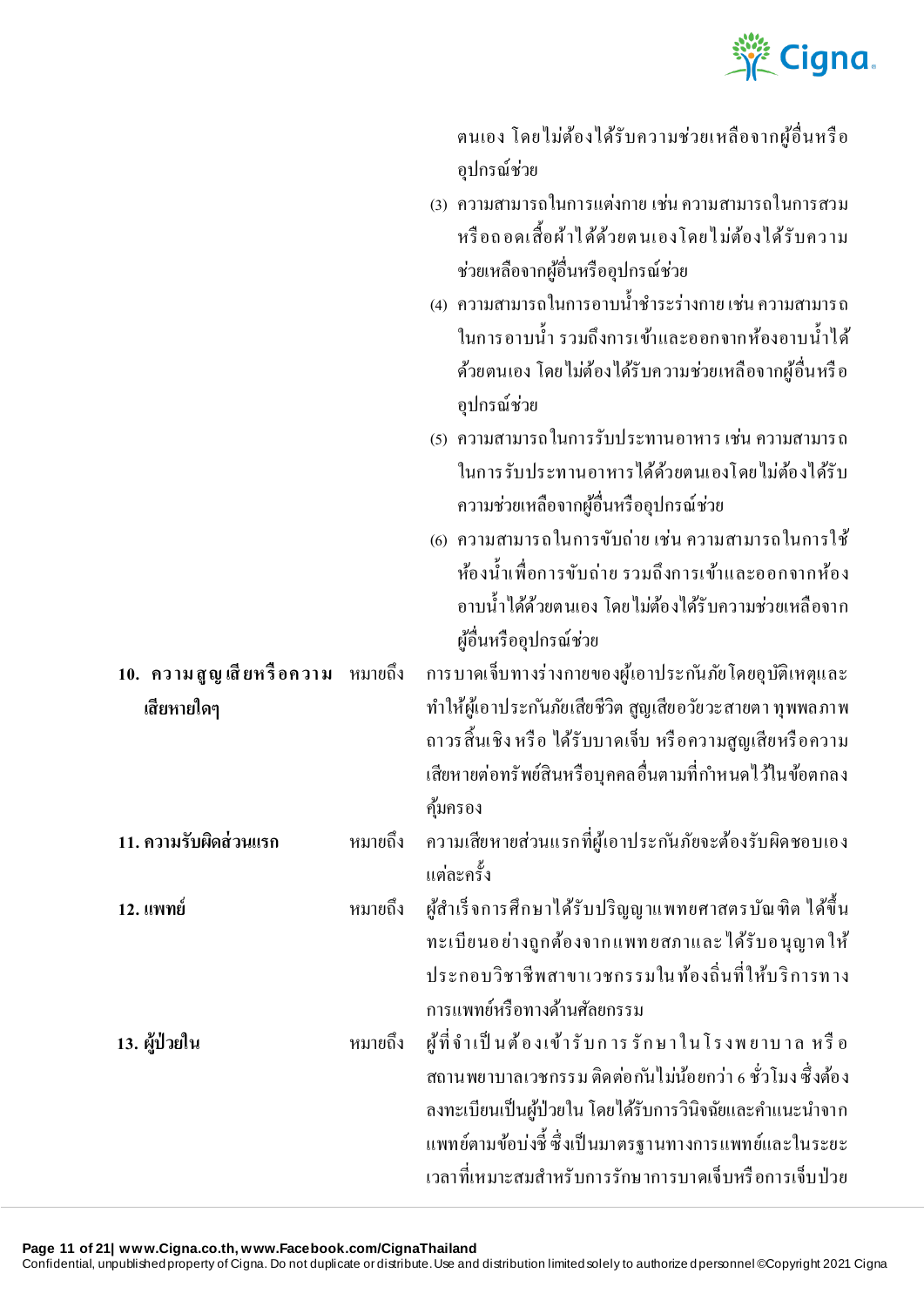ตนเอง โดยไม่ต้องได้รับความช่วยเหลือจากผู้อื่นหรืออุปกรณ์ช่วย

(3) ความสามารถในการแต่งกาย เช่น ความสามารถในการสวมหรือถอดเสื้อผ้าได้ด้วยตนเองโดยไม่ต้องได้รับความช่วยเหลือจากผู้อื่นหรืออุปกรณ์ช่วย

(4) ความสามารถในการอาบน้ำชำระร่างกาย เช่น ความสามารถในการอาบน้ำ รวมถึงการเข้าและออกจากห้องอาบน้ำได้ด้วยตนเอง โดยไม่ต้องได้รับความช่วยเหลือจากผู้อื่นหรืออุปกรณ์ช่วย

(5) ความสามารถในการรับประทานอาหาร เช่น ความสามารถในการรับประทานอาหารได้ด้วยตนเองโดยไม่ต้องได้รับความช่วยเหลือจากผู้อื่นหรืออุปกรณ์ช่วย

(6) ความสามารถในการขับถ่าย เช่น ความสามารถในการใช้ห้องน้ำเพื่อการขับถ่าย รวมถึงการเข้าและออกจากห้องอาบน้ำได้ด้วยตนเอง โดยไม่ต้องได้รับความช่วยเหลือจากผู้อื่นหรืออุปกรณ์ช่วย

**10. ความสูญเสียหรือความเสียหายใดๆ** หมายถึง การบาดเจ็บทางร่างกายของผู้เอาประกันภัยโดยอุบัติเหตุและทำให้ผู้เอาประกันภัยเสียชีวิต สูญเสียอวัยวะสายตา ทุพพลภาพถาวรสิ้นเชิง หรือ ได้รับบาดเจ็บ หรือความสูญเสียหรือความเสียหายต่อทรัพย์สินหรือบุคคลอื่นตามที่กำหนดไว้ในข้อตกลงคุ้มครอง

**11. ความรับผิดส่วนแรก** หมายถึง ความเสียหายส่วนแรกที่ผู้เอาประกันภัยจะต้องรับผิดชอบเองแต่ละครั้ง

**12. แพทย์** หมายถึง ผู้สำเร็จการศึกษาได้รับปริญญาแพทยศาสตรบัณฑิต ได้ขึ้นทะเบียนอย่างถูกต้องจากแพทยสภาและได้รับอนุญาตให้ประกอบวิชาชีพสาขาเวชกรรมในท้องถิ่นที่ให้บริการทางการแพทย์หรือทางด้านศัลยกรรม

**13. ผู้ป่วยใน** หมายถึง ผู้ที่จำเป็นต้องเข้ารับการรักษาในโรงพยาบาล หรือสถานพยาบาลเวชกรรม ติดต่อกันไม่น้อยกว่า 6 ชั่วโมง ซึ่งต้องลงทะเบียนเป็นผู้ป่วยใน โดยได้รับการวินิจฉัยและคำแนะนำจากแพทย์ตามข้อบ่งชี้ ซึ่งเป็นมาตรฐานทางการแพทย์และในระยะเวลาที่เหมาะสมสำหรับการรักษาการบาดเจ็บหรือการเจ็บป่วย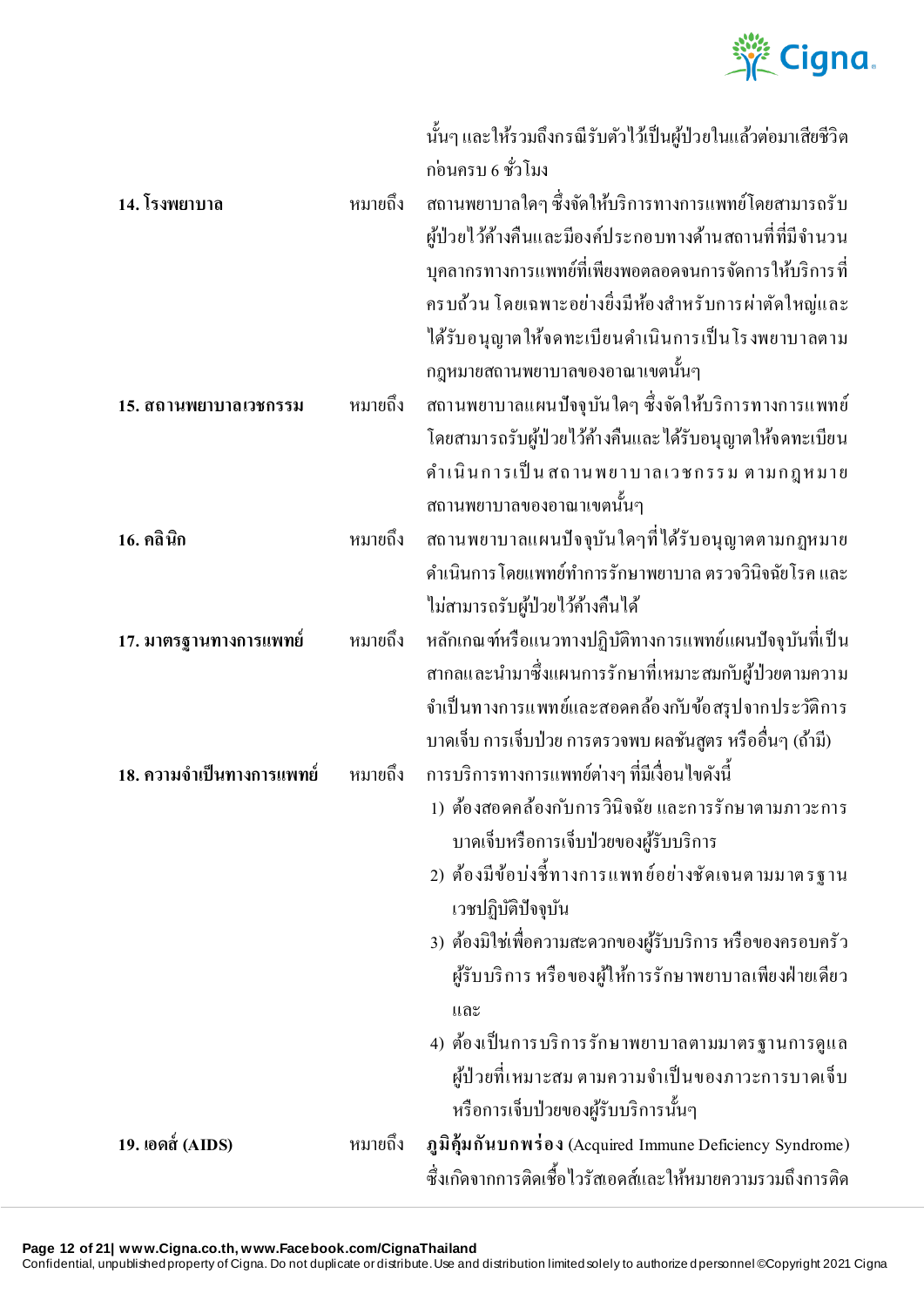นั้นๆ และให้รวมถึงกรณีรับตัวไว้เป็นผู้ป่วยในแล้วต่อมาเสียชีวิตก่อนครบ 6 ชั่วโมง

**14. โรงพยาบาล** หมายถึง สถานพยาบาลใดๆ ซึ่งจัดให้บริการทางการแพทย์โดยสามารถรับผู้ป่วยไว้ค้างคืนและมีองค์ประกอบทางด้านสถานที่ที่มีจำนวนบุคลากรทางการแพทย์ที่เพียงพอตลอดจนการจัดการให้บริการที่ครบถ้วน โดยเฉพาะอย่างยิ่งมีห้องสำหรับการผ่าตัดใหญ่และได้รับอนุญาตให้จดทะเบียนดำเนินการเป็นโรงพยาบาลตามกฎหมายสถานพยาบาลของอาณาเขตนั้นๆ

**15. สถานพยาบาลเวชกรรม** หมายถึง สถานพยาบาลแผนปัจจุบันใดๆ ซึ่งจัดให้บริการทางการแพทย์โดยสามารถรับผู้ป่วยไว้ค้างคืนและได้รับอนุญาตให้จดทะเบียนดำเนินการเป็นสถานพยาบาลเวชกรรม ตามกฎหมายสถานพยาบาลของอาณาเขตนั้นๆ

**16. คลินิก** หมายถึง สถานพยาบาลแผนปัจจุบันใดๆที่ได้รับอนุญาตตามกฎหมายดำเนินการ โดยแพทย์ทำการรักษาพยาบาล ตรวจวินิจฉัยโรค และไม่สามารถรับผู้ป่วยไว้ค้างคืนได้

**17. มาตรฐานทางการแพทย์** หมายถึง หลักเกณฑ์หรือแนวทางปฏิบัติทางการแพทย์แผนปัจจุบันที่เป็นสากลและนำมาซึ่งแผนการรักษาที่เหมาะสมกับผู้ป่วยตามความจำเป็นทางการแพทย์และสอดคล้องกับข้อสรุปจากประวัติการบาดเจ็บ การเจ็บป่วย การตรวจพบ ผลชันสูตร หรืออื่นๆ (ถ้ามี)

**18. ความจำเป็นทางการแพทย์** หมายถึง การบริการทางการแพทย์ต่างๆ ที่มีเงื่อนไขดังนี้

1) ต้องสอดคล้องกับการวินิจฉัย และการรักษาตามภาวะการบาดเจ็บหรือการเจ็บป่วยของผู้รับบริการ
2) ต้องมีข้อบ่งชี้ทางการแพทย์อย่างชัดเจนตามมาตรฐานเวชปฏิบัติปัจจุบัน
3) ต้องมิใช่เพื่อความสะดวกของผู้รับบริการ หรือของครอบครัวผู้รับบริการ หรือของผู้ให้การรักษาพยาบาลเพียงฝ่ายเดียว และ
4) ต้องเป็นการบริการรักษาพยาบาลตามมาตรฐานการดูแลผู้ป่วยที่เหมาะสม ตามความจำเป็นของภาวะการบาดเจ็บหรือการเจ็บป่วยของผู้รับบริการนั้นๆ

**19. เอดส์ (AIDS)** หมายถึง **ภูมิคุ้มกันบกพร่อง** (Acquired Immune Deficiency Syndrome) ซึ่งเกิดจากการติดเชื้อไวรัสเอดส์และให้หมายความรวมถึงการติด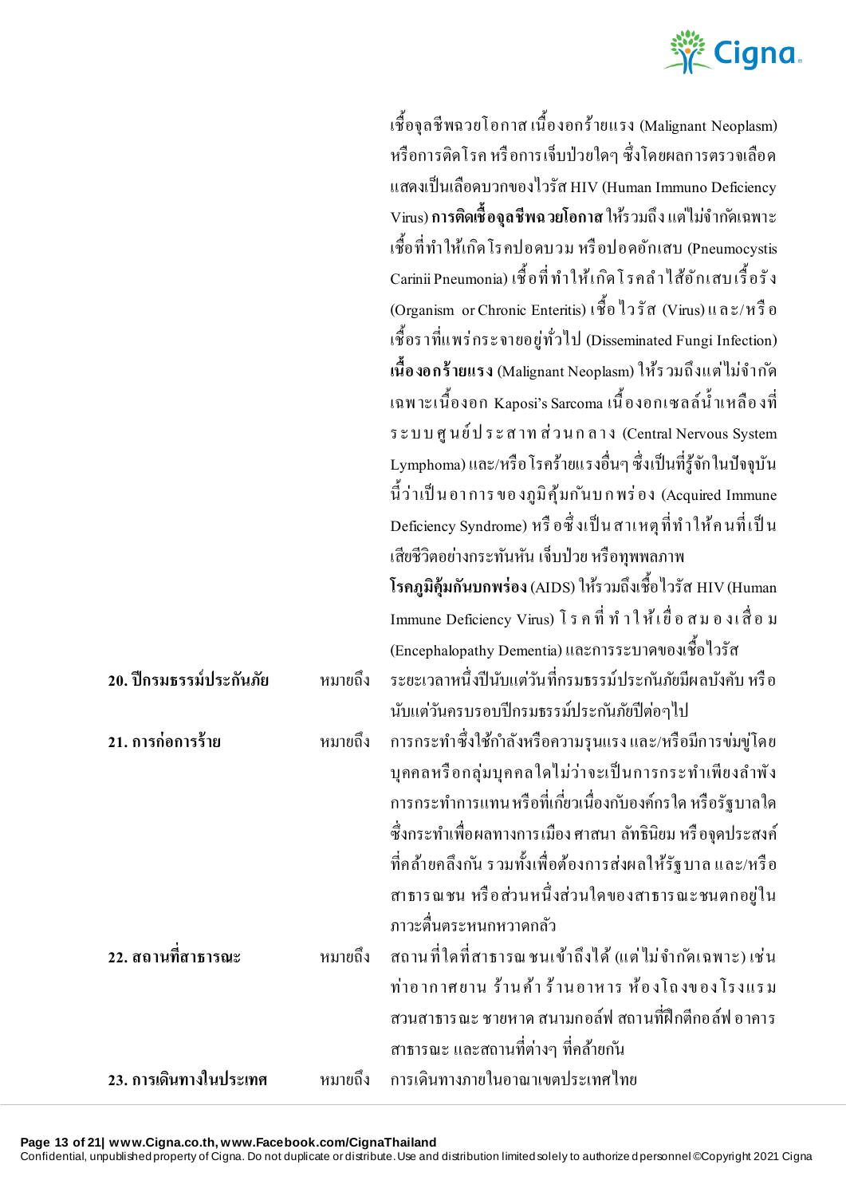เชื้อจุลชีพฉวยโอกาส เนื้องอกร้ายแรง (Malignant Neoplasm) หรือการติดโรค หรือการเจ็บป่วยใดๆ ซึ่งโดยผลการตรวจเลือดแสดงเป็นเลือดบวกของไวรัส HIV (Human Immuno Deficiency Virus) **การติดเชื้อจุลชีพฉวยโอกาส** ให้รวมถึง แต่ไม่จำกัดเฉพาะเชื้อที่ทำให้เกิดโรคปอดบวม หรือปอดอักเสบ (Pneumocystis Carinii Pneumonia) เชื้อที่ทำให้เกิดโรคลำไส้อักเสบเรื้อรัง (Organism or Chronic Enteritis) เชื้อไวรัส (Virus) และ/หรือเชื้อราที่แพร่กระจายอยู่ทั่วไป (Disseminated Fungi Infection) **เนื้องอกร้ายแรง** (Malignant Neoplasm) ให้รวมถึงแต่ไม่จำกัดเฉพาะเนื้องอก Kaposi's Sarcoma เนื้องอกเซลล์น้ำเหลืองที่ระบบศูนย์ประสาทส่วนกลาง (Central Nervous System Lymphoma) และ/หรือโรคร้ายแรงอื่นๆ ซึ่งเป็นที่รู้จักในปัจจุบันนี้ว่าเป็นอาการของภูมิคุ้มกันบกพร่อง (Acquired Immune Deficiency Syndrome) หรือซึ่งเป็นสาเหตุที่ทำให้คนที่เป็นเสียชีวิตอย่างกระทันหัน เจ็บป่วย หรือทุพพลภาพ **โรคภูมิคุ้มกันบกพร่อง** (AIDS) ให้รวมถึงเชื้อไวรัส HIV (Human Immune Deficiency Virus) โรคที่ทำให้เยื่อสมองเสื่อม (Encephalopathy Dementia) และการระบาดของเชื้อไวรัส

**20. ปีกรมธรรม์ประกันภัย** หมายถึง ระยะเวลาหนึ่งปีนับแต่วันที่กรมธรรม์ประกันภัยมีผลบังคับ หรือนับแต่วันครบรอบปีกรมธรรม์ประกันภัยปีต่อๆไป

**21. การก่อการร้าย** หมายถึง การกระทำซึ่งใช้กำลังหรือความรุนแรง และ/หรือมีการข่มขู่โดยบุคคลหรือกลุ่มบุคคลใดไม่ว่าจะเป็นการกระทำเพียงลำพัง การกระทำการแทน หรือที่เกี่ยวเนื่องกับองค์กรใด หรือรัฐบาลใด ซึ่งกระทำเพื่อผลทางการเมือง ศาสนา ลัทธินิยม หรือจุดประสงค์ที่คล้ายคลึงกัน รวมทั้งเพื่อต้องการส่งผลให้รัฐบาล และ/หรือสาธารณชน หรือส่วนหนึ่งส่วนใดของสาธารณะชนตกอยู่ในภาวะตื่นตระหนกหวาดกลัว

**22. สถานที่สาธารณะ** หมายถึง สถานที่ใดที่สาธารณชนเข้าถึงได้ (แต่ไม่จำกัดเฉพาะ) เช่น ท่าอากาศยาน ร้านค้า ร้านอาหาร ห้องโถงของโรงแรม สวนสาธารณะ ชายหาด สนามกอล์ฟ สถานที่ฝึกตีกอล์ฟ อาคารสาธารณะ และสถานที่ต่างๆ ที่คล้ายกัน

**23. การเดินทางในประเทศ** หมายถึง การเดินทางภายในอาณาเขตประเทศไทย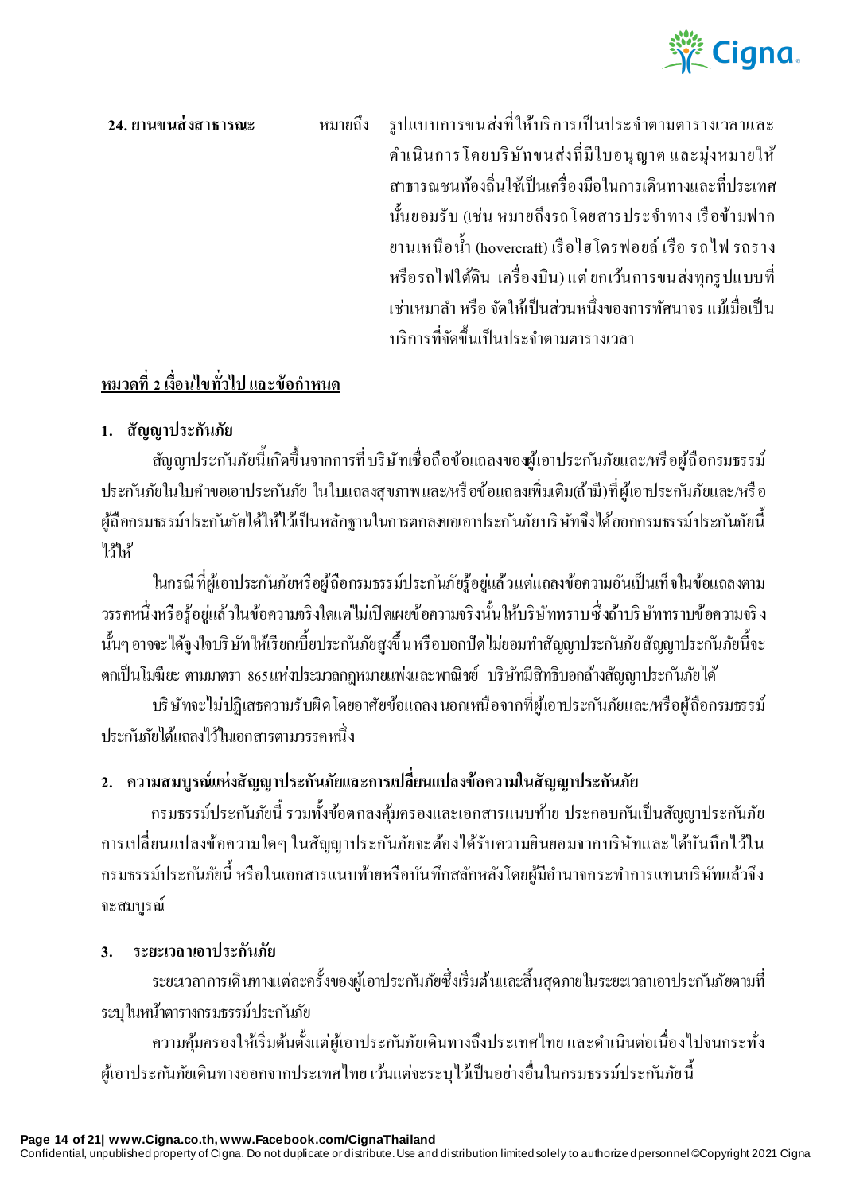**24. ยานขนส่งสาธารณะ** หมายถึง รูปแบบการขนส่งที่ให้บริการเป็นประจำตามตารางเวลาและดำเนินการโดยบริษัทขนส่งที่มีใบอนุญาต และมุ่งหมายให้สาธารณชนท้องถิ่นใช้เป็นเครื่องมือในการเดินทางและที่ประเทศนั้นยอมรับ (เช่น หมายถึงรถโดยสารประจำทาง เรือข้ามฟาก ยานเหนือน้ำ (hovercraft) เรือไฮโดรฟอยล์ เรือ รถไฟ รถราง หรือรถไฟใต้ดิน เครื่องบิน) แต่ยกเว้นการขนส่งทุกรูปแบบที่เช่าเหมาลำ หรือ จัดให้เป็นส่วนหนึ่งของการทัศนาจร แม้เมื่อเป็นบริการที่จัดขึ้นเป็นประจำตามตารางเวลา

## หมวดที่ 2 เงื่อนไขทั่วไป และข้อกำหนด

### 1. สัญญาประกันภัย

สัญญาประกันภัยนี้เกิดขึ้นจากการที่บริษัทเชื่อถือข้อแถลงของผู้เอาประกันภัยและ/หรือผู้ถือกรมธรรม์ประกันภัยในใบคำขอเอาประกันภัย ในใบแถลงสุขภาพและ/หรือข้อแถลงเพิ่มเติม(ถ้ามี)ที่ผู้เอาประกันภัยและ/หรือผู้ถือกรมธรรม์ประกันภัยได้ให้ไว้เป็นหลักฐานในการตกลงขอเอาประกันภัยบริษัทจึงได้ออกกรมธรรม์ประกันภัยนี้ไว้ให้

ในกรณีที่ผู้เอาประกันภัยหรือผู้ถือกรมธรรม์ประกันภัยรู้อยู่แล้วแต่แถลงข้อความอันเป็นเท็จในข้อแถลงตามวรรคหนึ่งหรือรู้อยู่แล้วในข้อความจริงใดแต่ไม่เปิดเผยข้อความจริงนั้นให้บริษัททราบซึ่งถ้าบริษัททราบข้อความจริงนั้นๆ อาจจะได้จูงใจบริษัทให้เรียกเบี้ยประกันภัยสูงขึ้นหรือบอกปัดไม่ยอมทำสัญญาประกันภัย สัญญาประกันภัยนี้จะตกเป็นโมฆียะ ตามมาตรา 865 แห่งประมวลกฎหมายแพ่งและพาณิชย์ บริษัทมีสิทธิบอกล้างสัญญาประกันภัยได้

บริษัทจะไม่ปฏิเสธความรับผิดโดยอาศัยข้อแถลง นอกเหนือจากที่ผู้เอาประกันภัยและ/หรือผู้ถือกรมธรรม์ประกันภัยได้แถลงไว้ในเอกสารตามวรรคหนึ่ง

### 2. ความสมบูรณ์แห่งสัญญาประกันภัยและการเปลี่ยนแปลงข้อความในสัญญาประกันภัย

กรมธรรม์ประกันภัยนี้ รวมทั้งข้อตกลงคุ้มครองและเอกสารแนบท้าย ประกอบกันเป็นสัญญาประกันภัย การเปลี่ยนแปลงข้อความใดๆ ในสัญญาประกันภัยจะต้องได้รับความยินยอมจากบริษัทและได้บันทึกไว้ในกรมธรรม์ประกันภัยนี้ หรือในเอกสารแนบท้ายหรือบันทึกสลักหลังโดยผู้มีอำนาจกระทำการแทนบริษัทแล้วจึงจะสมบูรณ์

### 3. ระยะเวลาเอาประกันภัย

ระยะเวลาการเดินทางแต่ละครั้งของผู้เอาประกันภัยซึ่งเริ่มต้นและสิ้นสุดภายในระยะเวลาเอาประกันภัยตามที่ระบุในหน้าตารางกรมธรรม์ประกันภัย

ความคุ้มครองให้เริ่มต้นตั้งแต่ผู้เอาประกันภัยเดินทางถึงประเทศไทย และดำเนินต่อเนื่องไปจนกระทั่งผู้เอาประกันภัยเดินทางออกจากประเทศไทย เว้นแต่จะระบุไว้เป็นอย่างอื่นในกรมธรรม์ประกันภัยนี้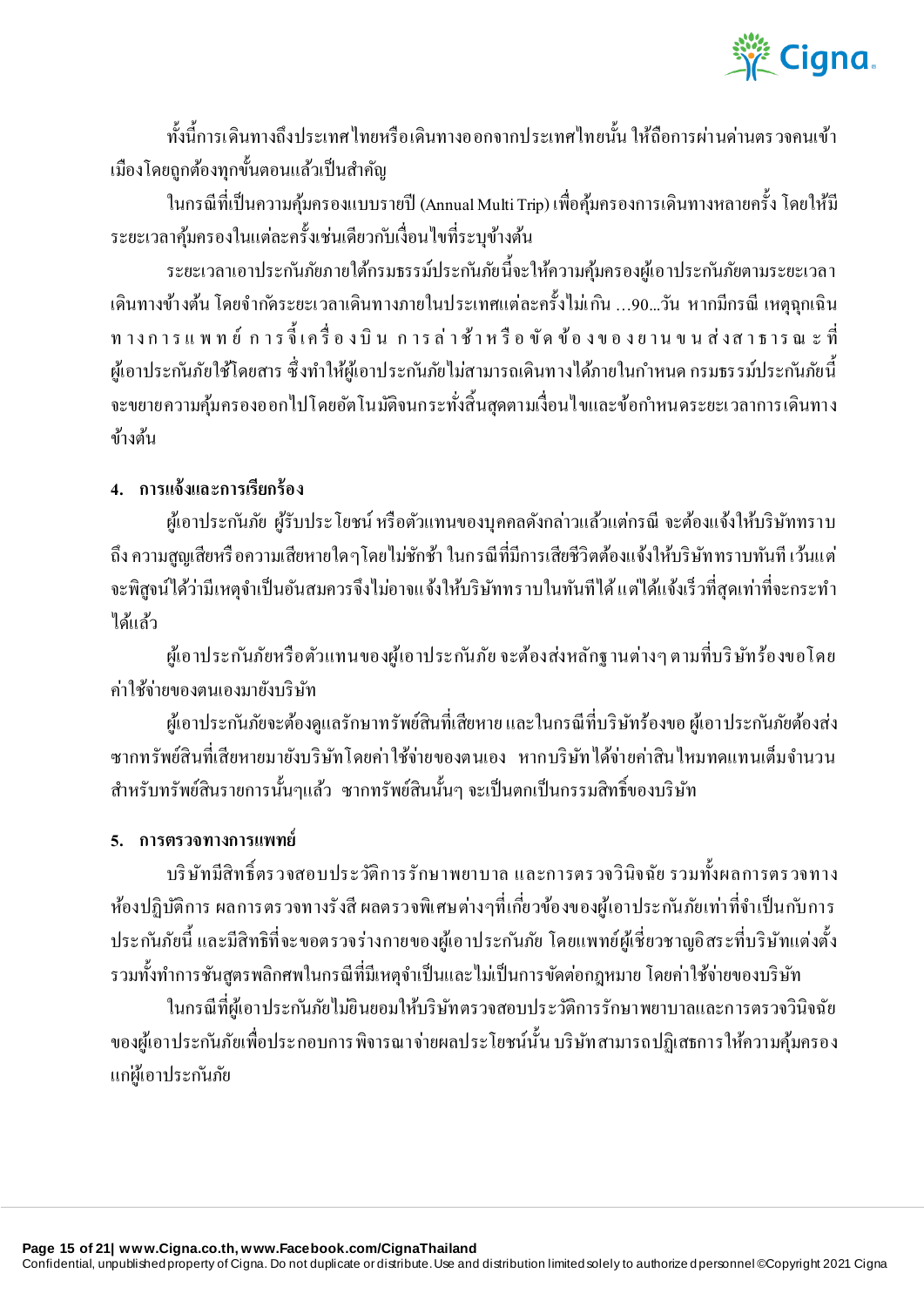ทั้งนี้การเดินทางถึงประเทศไทยหรือเดินทางออกจากประเทศไทยนั้น ให้ถือการผ่านด่านตรวจคนเข้าเมืองโดยถูกต้องทุกขั้นตอนแล้วเป็นสำคัญ

ในกรณีที่เป็นความคุ้มครองแบบรายปี (Annual Multi Trip) เพื่อคุ้มครองการเดินทางหลายครั้ง โดยให้มีระยะเวลาคุ้มครองในแต่ละครั้งเช่นเดียวกับเงื่อนไขที่ระบุข้างต้น

ระยะเวลาเอาประกันภัยภายใต้กรมธรรม์ประกันภัยนี้จะให้ความคุ้มครองผู้เอาประกันภัยตามระยะเวลาเดินทางข้างต้น โดยจำกัดระยะเวลาเดินทางภายในประเทศแต่ละครั้งไม่เกิน ...90...วัน หากมีกรณี เหตุฉุกเฉินทางการแพทย์ การจี้เครื่องบิน การล่าช้าหรือขัดข้องของยานขนส่งสาธารณะที่ผู้เอาประกันภัยใช้โดยสาร ซึ่งทำให้ผู้เอาประกันภัยไม่สามารถเดินทางได้ภายในกำหนด กรมธรรม์ประกันภัยนี้จะขยายความคุ้มครองออกไปโดยอัตโนมัติจนกระทั่งสิ้นสุดตามเงื่อนไขและข้อกำหนดระยะเวลาการเดินทางข้างต้น

## 4. การแจ้งและการเรียกร้อง

ผู้เอาประกันภัย ผู้รับประโยชน์ หรือตัวแทนของบุคคลดังกล่าวแล้วแต่กรณี จะต้องแจ้งให้บริษัททราบถึง ความสูญเสียหรือความเสียหายใดๆโดยไม่ชักช้า ในกรณีที่มีการเสียชีวิตต้องแจ้งให้บริษัททราบทันที เว้นแต่จะพิสูจน์ได้ว่ามีเหตุจำเป็นอันสมควรจึงไม่อาจแจ้งให้บริษัททราบในทันทีได้ แต่ได้แจ้งเร็วที่สุดเท่าที่จะกระทำได้แล้ว

ผู้เอาประกันภัยหรือตัวแทนของผู้เอาประกันภัย จะต้องส่งหลักฐานต่างๆ ตามที่บริษัทร้องขอโดยค่าใช้จ่ายของตนเองมายังบริษัท

ผู้เอาประกันภัยจะต้องดูแลรักษาทรัพย์สินที่เสียหาย และในกรณีที่บริษัทร้องขอ ผู้เอาประกันภัยต้องส่งซากทรัพย์สินที่เสียหายมายังบริษัทโดยค่าใช้จ่ายของตนเอง หากบริษัทได้จ่ายค่าสินไหมทดแทนเต็มจำนวนสำหรับทรัพย์สินรายการนั้นๆแล้ว ซากทรัพย์สินนั้นๆ จะเป็นตกเป็นกรรมสิทธิ์ของบริษัท

## 5. การตรวจทางการแพทย์

บริษัทมีสิทธิ์ตรวจสอบประวัติการรักษาพยาบาล และการตรวจวินิจฉัย รวมทั้งผลการตรวจทางห้องปฏิบัติการ ผลการตรวจทางรังสี ผลตรวจพิเศษต่างๆที่เกี่ยวข้องของผู้เอาประกันภัยเท่าที่จำเป็นกับการประกันภัยนี้ และมีสิทธิที่จะขอตรวจร่างกายของผู้เอาประกันภัย โดยแพทย์ผู้เชี่ยวชาญอิสระที่บริษัทแต่งตั้ง รวมทั้งทำการชันสูตรพลิกศพในกรณีที่มีเหตุจำเป็นและไม่เป็นการขัดต่อกฎหมาย โดยค่าใช้จ่ายของบริษัท

ในกรณีที่ผู้เอาประกันภัยไม่ยินยอมให้บริษัทตรวจสอบประวัติการรักษาพยาบาลและการตรวจวินิจฉัยของผู้เอาประกันภัยเพื่อประกอบการพิจารณาจ่ายผลประโยชน์นั้น บริษัทสามารถปฏิเสธการให้ความคุ้มครองแก่ผู้เอาประกันภัย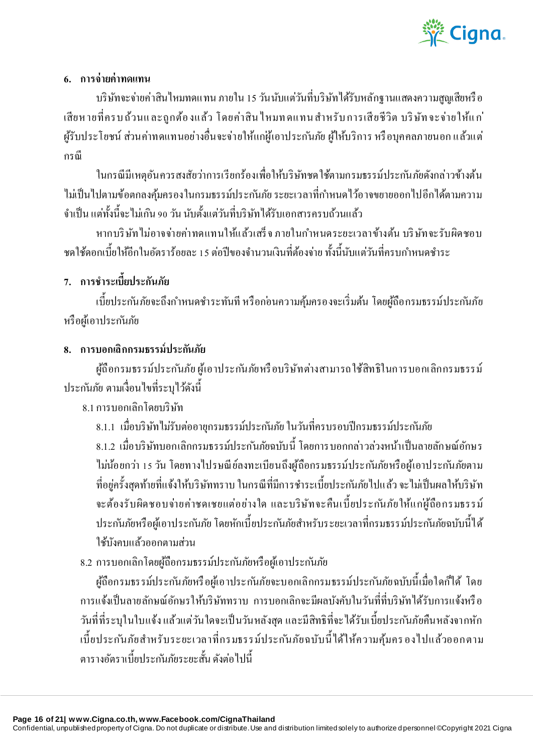## 6. การจ่ายค่าทดแทน

บริษัทจะจ่ายค่าสินไหมทดแทน ภายใน 15 วันนับแต่วันที่บริษัทได้รับหลักฐานแสดงความสูญเสียหรือเสียหายที่ครบถ้วนและถูกต้องแล้ว โดยค่าสินไหมทดแทนสำหรับการเสียชีวิต บริษัทจะจ่ายให้แก่ผู้รับประโยชน์ ส่วนค่าทดแทนอย่างอื่นจะจ่ายให้แก่ผู้เอาประกันภัย ผู้ให้บริการ หรือบุคคลภายนอก แล้วแต่กรณี

ในกรณีมีเหตุอันควรสงสัยว่าการเรียกร้องเพื่อให้บริษัทชดใช้ตามกรมธรรม์ประกันภัยดังกล่าวข้างต้นไม่เป็นไปตามข้อตกลงคุ้มครองในกรมธรรม์ประกันภัย ระยะเวลาที่กำหนดไว้อาจขยายออกไปอีกได้ตามความจำเป็น แต่ทั้งนี้จะไม่เกิน 90 วัน นับตั้งแต่วันที่บริษัทได้รับเอกสารครบถ้วนแล้ว

หากบริษัทไม่อาจจ่ายค่าทดแทนให้แล้วเสร็จ ภายในกำหนดระยะเวลาข้างต้น บริษัทจะรับผิดชอบชดใช้ดอกเบี้ยให้อีกในอัตราร้อยละ 15 ต่อปีของจำนวนเงินที่ต้องจ่าย ทั้งนี้นับแต่วันที่ครบกำหนดชำระ

## 7. การชำระเบี้ยประกันภัย

เบี้ยประกันภัยจะถึงกำหนดชำระทันที หรือก่อนความคุ้มครองจะเริ่มต้น โดยผู้ถือกรมธรรม์ประกันภัยหรือผู้เอาประกันภัย

## 8. การบอกเลิกกรมธรรม์ประกันภัย

ผู้ถือกรมธรรม์ประกันภัย ผู้เอาประกันภัยหรือบริษัทต่างสามารถใช้สิทธิในการบอกเลิกกรมธรรม์ประกันภัย ตามเงื่อนไขที่ระบุไว้ดังนี้

8.1 การบอกเลิกโดยบริษัท

8.1.1 เมื่อบริษัทไม่รับต่ออายุกรมธรรม์ประกันภัย ในวันที่ครบรอบปีกรมธรรม์ประกันภัย

8.1.2 เมื่อบริษัทบอกเลิกกรมธรรม์ประกันภัยฉบับนี้ โดยการบอกกล่าวล่วงหน้าเป็นลายลักษณ์อักษรไม่น้อยกว่า 15 วัน โดยทางไปรษณีย์ลงทะเบียนถึงผู้ถือกรมธรรม์ประกันภัยหรือผู้เอาประกันภัยตามที่อยู่ครั้งสุดท้ายที่แจ้งให้บริษัททราบ ในกรณีที่มีการชำระเบี้ยประกันภัยไปแล้ว จะไม่เป็นผลให้บริษัทจะต้องรับผิดชอบจ่ายค่าชดเชยแต่อย่างใด และบริษัทจะคืนเบี้ยประกันภัยให้แก่ผู้ถือกรมธรรม์ประกันภัยหรือผู้เอาประกันภัย โดยหักเบี้ยประกันภัยสำหรับระยะเวลาที่กรมธรรม์ประกันภัยฉบับนี้ได้ใช้บังคับแล้วออกตามส่วน

8.2 การบอกเลิกโดยผู้ถือกรมธรรม์ประกันภัยหรือผู้เอาประกันภัย

ผู้ถือกรมธรรม์ประกันภัยหรือผู้เอาประกันภัยจะบอกเลิกกรมธรรม์ประกันภัยฉบับนี้เมื่อใดก็ได้ โดยการแจ้งเป็นลายลักษณ์อักษรให้บริษัททราบ การบอกเลิกจะมีผลบังคับในวันที่ที่บริษัทได้รับการแจ้งหรือวันที่ที่ระบุในใบแจ้ง แล้วแต่วันใดจะเป็นวันหลังสุด และมีสิทธิที่จะได้รับเบี้ยประกันภัยคืนหลังจากหักเบี้ยประกันภัยสำหรับระยะเวลาที่กรมธรรม์ประกันภัยฉบับนี้ได้ให้ความคุ้มครองไปแล้วออกตามตารางอัตราเบี้ยประกันภัยระยะสั้น ดังต่อไปนี้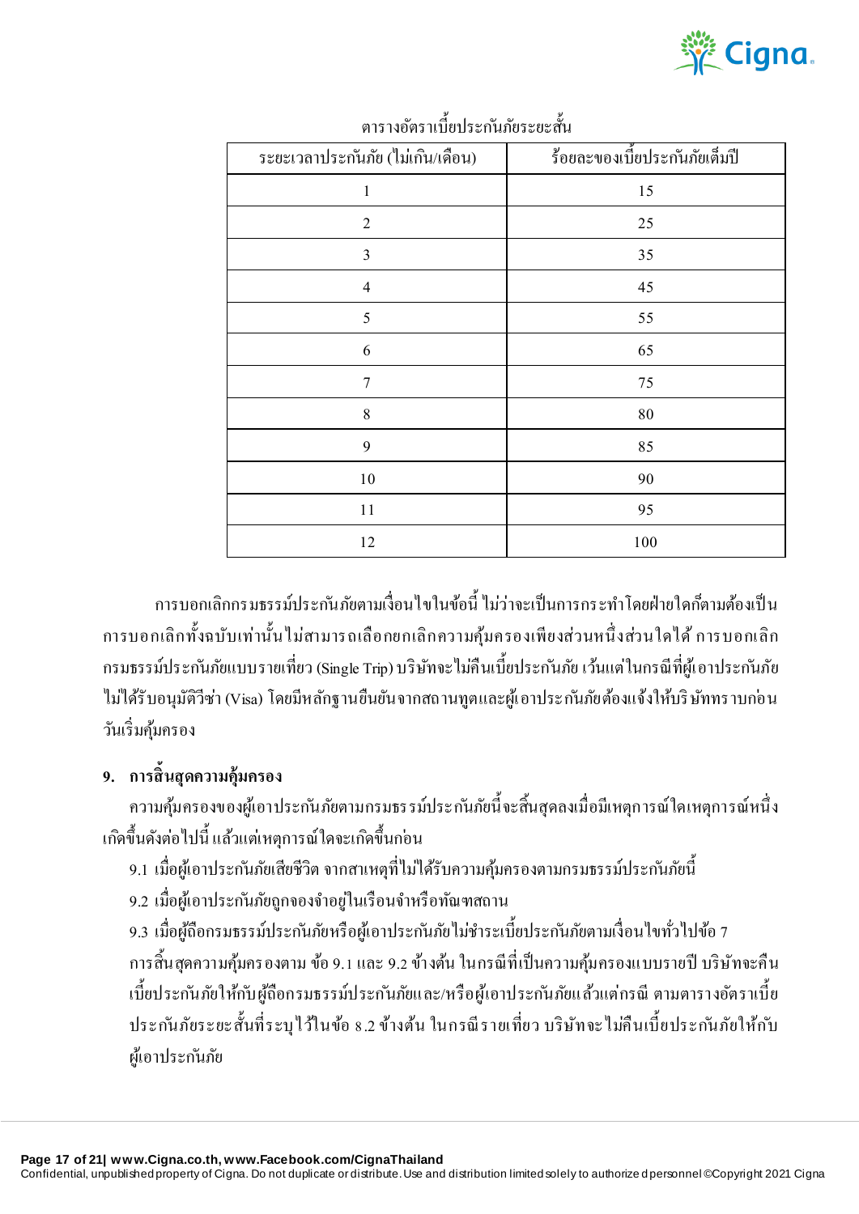ตารางอัตราเบี้ยประกันภัยระยะสั้น

| ระยะเวลาประกันภัย (ไม่เกิน/เดือน) | ร้อยละของเบี้ยประกันภัยเต็มปี |
|---|---|
| 1 | 15 |
| 2 | 25 |
| 3 | 35 |
| 4 | 45 |
| 5 | 55 |
| 6 | 65 |
| 7 | 75 |
| 8 | 80 |
| 9 | 85 |
| 10 | 90 |
| 11 | 95 |
| 12 | 100 |

การบอกเลิกกรมธรรม์ประกันภัยตามเงื่อนไขในข้อนี้ ไม่ว่าจะเป็นการกระทำโดยฝ่ายใดก็ตามต้องเป็นการบอกเลิกทั้งฉบับเท่านั้นไม่สามารถเลือกยกเลิกความคุ้มครองเพียงส่วนหนึ่งส่วนใดได้ การบอกเลิกกรมธรรม์ประกันภัยแบบรายเที่ยว (Single Trip) บริษัทจะไม่คืนเบี้ยประกันภัย เว้นแต่ในกรณีที่ผู้เอาประกันภัยไม่ได้รับอนุมัติวีซ่า (Visa) โดยมีหลักฐานยืนยันจากสถานทูตและผู้เอาประกันภัยต้องแจ้งให้บริษัททราบก่อนวันเริ่มคุ้มครอง

## 9. การสิ้นสุดความคุ้มครอง

ความคุ้มครองของผู้เอาประกันภัยตามกรมธรรม์ประกันภัยนี้จะสิ้นสุดลงเมื่อมีเหตุการณ์ใดเหตุการณ์หนึ่งเกิดขึ้นดังต่อไปนี้ แล้วแต่เหตุการณ์ใดจะเกิดขึ้นก่อน

9.1 เมื่อผู้เอาประกันภัยเสียชีวิต จากสาเหตุที่ไม่ได้รับความคุ้มครองตามกรมธรรม์ประกันภัยนี้

9.2 เมื่อผู้เอาประกันภัยถูกจองจำอยู่ในเรือนจำหรือทัณฑสถาน

9.3 เมื่อผู้ถือกรมธรรม์ประกันภัยหรือผู้เอาประกันภัยไม่ชำระเบี้ยประกันภัยตามเงื่อนไขทั่วไปข้อ 7

การสิ้นสุดความคุ้มครองตาม ข้อ 9.1 และ 9.2 ข้างต้น ในกรณีที่เป็นความคุ้มครองแบบรายปี บริษัทจะคืนเบี้ยประกันภัยให้กับผู้ถือกรมธรรม์ประกันภัยและ/หรือผู้เอาประกันภัยแล้วแต่กรณี ตามตารางอัตราเบี้ยประกันภัยระยะสั้นที่ระบุไว้ในข้อ 8.2 ข้างต้น ในกรณีรายเที่ยว บริษัทจะไม่คืนเบี้ยประกันภัยให้กับผู้เอาประกันภัย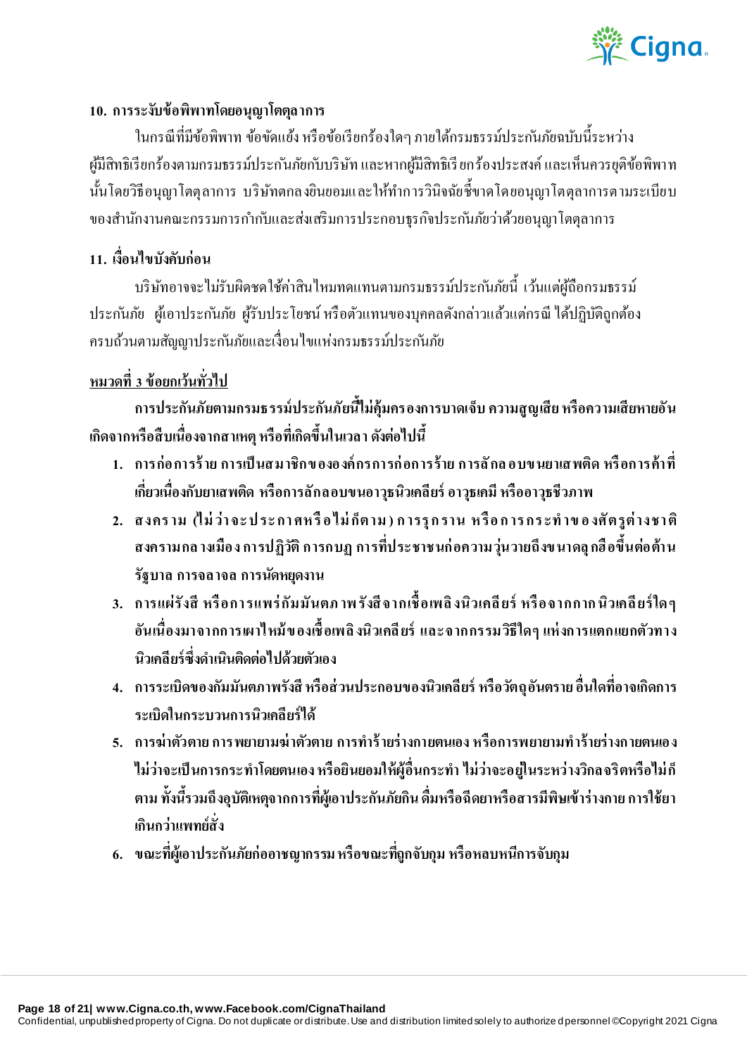### 10. การระงับข้อพิพาทโดยอนุญาโตตุลาการ

ในกรณีที่มีข้อพิพาท ข้อขัดแย้ง หรือข้อเรียกร้องใดๆ ภายใต้กรมธรรม์ประกันภัยฉบับนี้ระหว่างผู้มีสิทธิเรียกร้องตามกรมธรรม์ประกันภัยกับบริษัท และหากผู้มีสิทธิเรียกร้องประสงค์ และเห็นควรยุติข้อพิพาทนั้นโดยวิธีอนุญาโตตุลาการ บริษัทตกลงยินยอมและให้ทำการวินิจฉัยชี้ขาดโดยอนุญาโตตุลาการตามระเบียบของสำนักงานคณะกรรมการกำกับและส่งเสริมการประกอบธุรกิจประกันภัยว่าด้วยอนุญาโตตุลาการ

### 11. เงื่อนไขบังคับก่อน

บริษัทอาจจะไม่รับผิดชดใช้ค่าสินไหมทดแทนตามกรมธรรม์ประกันภัยนี้ เว้นแต่ผู้ถือกรมธรรม์ประกันภัย ผู้เอาประกันภัย ผู้รับประโยชน์ หรือตัวแทนของบุคคลดังกล่าวแล้วแต่กรณี ได้ปฏิบัติถูกต้องครบถ้วนตามสัญญาประกันภัยและเงื่อนไขแห่งกรมธรรม์ประกันภัย

## หมวดที่ 3 ข้อยกเว้นทั่วไป

**การประกันภัยตามกรมธรรม์ประกันภัยนี้ไม่คุ้มครองการบาดเจ็บ ความสูญเสีย หรือความเสียหายอันเกิดจากหรือสืบเนื่องจากสาเหตุ หรือที่เกิดขึ้นในเวลา ดังต่อไปนี้**

1. **การก่อการร้าย การเป็นสมาชิกขององค์กรการก่อการร้าย การลักลอบขนยาเสพติด หรือการค้าที่เกี่ยวเนื่องกับยาเสพติด หรือการลักลอบขนอาวุธนิวเคลียร์ อาวุธเคมี หรืออาวุธชีวภาพ**
2. **สงคราม (ไม่ว่าจะประกาศหรือไม่ก็ตาม) การรุกราน หรือการกระทำของศัตรูต่างชาติ สงครามกลางเมือง การปฏิวัติ การกบฏ การที่ประชาชนก่อความวุ่นวายถึงขนาดลุกฮือขึ้นต่อต้านรัฐบาล การจลาจล การนัดหยุดงาน**
3. **การแผ่รังสี หรือการแพร่กัมมันตภาพรังสีจากเชื้อเพลิงนิวเคลียร์ หรือจากกากนิวเคลียร์ใดๆ อันเนื่องมาจากการเผาไหม้ของเชื้อเพลิงนิวเคลียร์ และจากกรรมวิธีใดๆ แห่งการแตกแยกตัวทางนิวเคลียร์ซึ่งดำเนินติดต่อไปด้วยตัวเอง**
4. **การระเบิดของกัมมันตภาพรังสี หรือส่วนประกอบของนิวเคลียร์ หรือวัตถุอันตราย อื่นใดที่อาจเกิดการระเบิดในกระบวนการนิวเคลียร์ได้**
5. **การฆ่าตัวตาย การพยายามฆ่าตัวตาย การทำร้ายร่างกายตนเอง หรือการพยายามทำร้ายร่างกายตนเอง ไม่ว่าจะเป็นการกระทำโดยตนเอง หรือยินยอมให้ผู้อื่นกระทำ ไม่ว่าจะอยู่ในระหว่างวิกลจริตหรือไม่ก็ตาม ทั้งนี้รวมถึงอุบัติเหตุจากการที่ผู้เอาประกันภัยกิน ดื่มหรือฉีดยาหรือสารมีพิษเข้าร่างกาย การใช้ยาเกินกว่าแพทย์สั่ง**
6. **ขณะที่ผู้เอาประกันภัยก่ออาชญากรรม หรือขณะที่ถูกจับกุม หรือหลบหนีการจับกุม**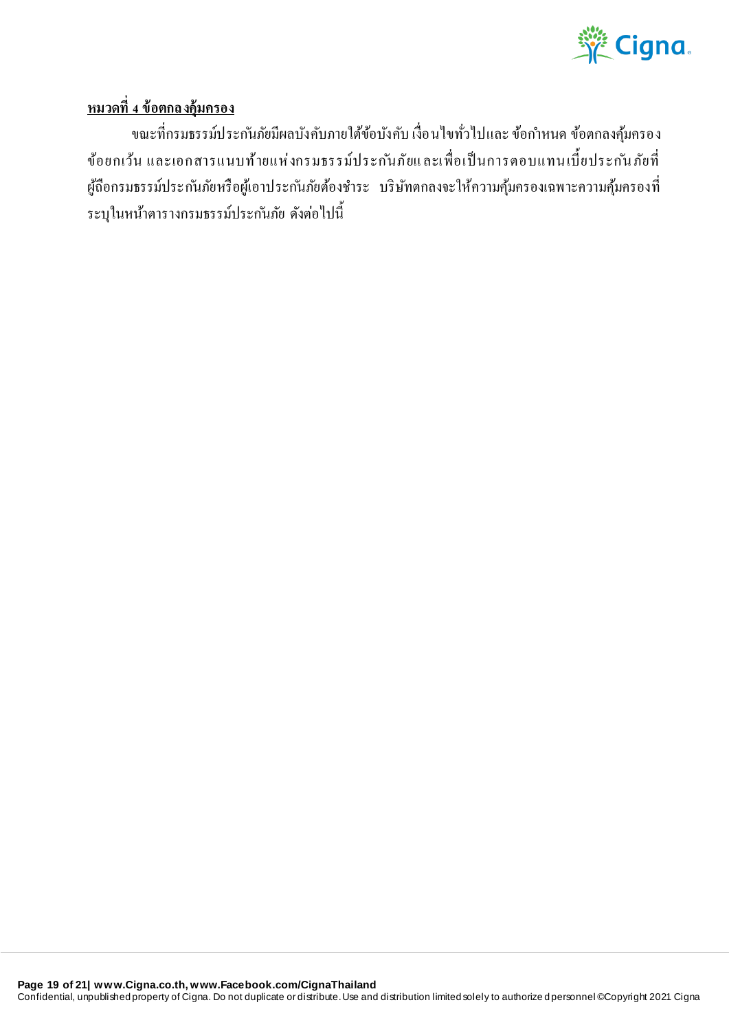**หมวดที่ 4 ข้อตกลงคุ้มครอง**

ขณะที่กรมธรรม์ประกันภัยมีผลบังคับภายใต้ข้อบังคับ เงื่อนไขทั่วไปและ ข้อกำหนด ข้อตกลงคุ้มครอง ข้อยกเว้น และเอกสารแนบท้ายแห่งกรมธรรม์ประกันภัยและเพื่อเป็นการตอบแทนเบี้ยประกันภัยที่ผู้ถือกรมธรรม์ประกันภัยหรือผู้เอาประกันภัยต้องชำระ บริษัทตกลงจะให้ความคุ้มครองเฉพาะความคุ้มครองที่ระบุในหน้าตารางกรมธรรม์ประกันภัย ดังต่อไปนี้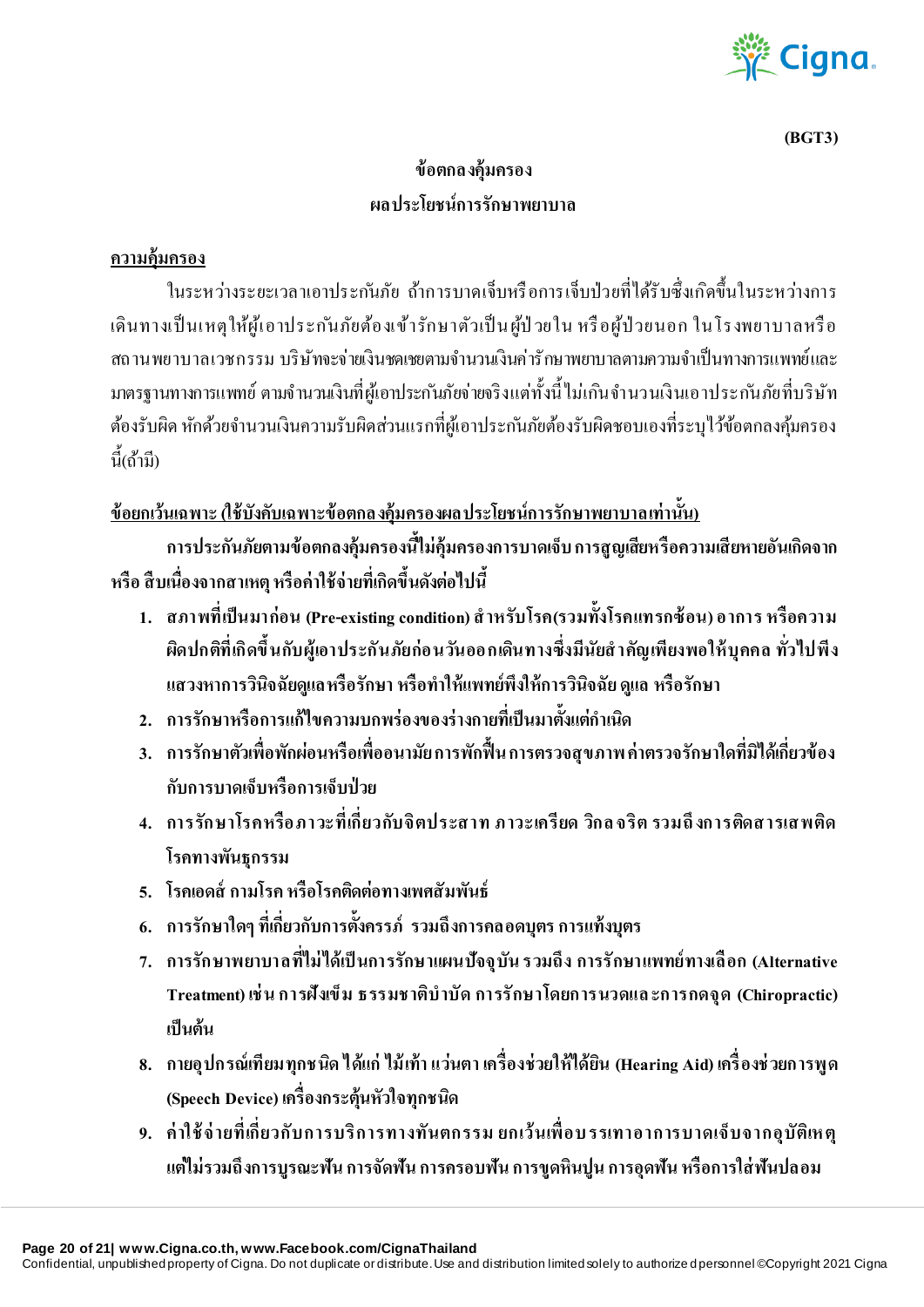(BGT3)

# ข้อตกลงคุ้มครอง
## ผลประโยชน์การรักษาพยาบาล

**ความคุ้มครอง**

ในระหว่างระยะเวลาเอาประกันภัย ถ้าการบาดเจ็บหรือการเจ็บป่วยที่ได้รับซึ่งเกิดขึ้นในระหว่างการเดินทางเป็นเหตุให้ผู้เอาประกันภัยต้องเข้ารักษาตัวเป็นผู้ป่วยใน หรือผู้ป่วยนอก ในโรงพยาบาลหรือสถานพยาบาลเวชกรรม บริษัทจะจ่ายเงินชดเชยตามจำนวนเงินค่ารักษาพยาบาลตามความจำเป็นทางการแพทย์และมาตรฐานทางการแพทย์ ตามจำนวนเงินที่ผู้เอาประกันภัยจ่ายจริงแต่ทั้งนี้ไม่เกินจำนวนเงินเอาประกันภัยที่บริษัทต้องรับผิด หักด้วยจำนวนเงินความรับผิดส่วนแรกที่ผู้เอาประกันภัยต้องรับผิดชอบเองที่ระบุไว้ข้อตกลงคุ้มครองนี้(ถ้ามี)

**ข้อยกเว้นเฉพาะ (ใช้บังคับเฉพาะข้อตกลงคุ้มครองผลประโยชน์การรักษาพยาบาลเท่านั้น)**

**การประกันภัยตามข้อตกลงคุ้มครองนี้ไม่คุ้มครองการบาดเจ็บ การสูญเสียหรือความเสียหายอันเกิดจาก หรือ สืบเนื่องจากสาเหตุ หรือค่าใช้จ่ายที่เกิดขึ้นดังต่อไปนี้**

1. **สภาพที่เป็นมาก่อน (Pre-existing condition) สำหรับโรค(รวมทั้งโรคแทรกซ้อน) อาการ หรือความผิดปกติที่เกิดขึ้นกับผู้เอาประกันภัยก่อนวันออกเดินทางซึ่งมีนัยสำคัญเพียงพอให้บุคคล ทั่วไปพึงแสวงหาการวินิจฉัยดูแลหรือรักษา หรือทำให้แพทย์พึงให้การวินิจฉัย ดูแล หรือรักษา**
2. **การรักษาหรือการแก้ไขความบกพร่องของร่างกายที่เป็นมาตั้งแต่กำเนิด**
3. **การรักษาตัวเพื่อพักผ่อนหรือเพื่ออนามัยการพักฟื้น การตรวจสุขภาพ ค่าตรวจรักษาใดที่มิได้เกี่ยวข้องกับการบาดเจ็บหรือการเจ็บป่วย**
4. **การรักษาโรคหรือภาวะที่เกี่ยวกับจิตประสาท ภาวะเครียด วิกลจริต รวมถึงการติดสารเสพติด โรคทางพันธุกรรม**
5. **โรคเอดส์ กามโรค หรือโรคติดต่อทางเพศสัมพันธ์**
6. **การรักษาใดๆ ที่เกี่ยวกับการตั้งครรภ์ รวมถึงการคลอดบุตร การแท้งบุตร**
7. **การรักษาพยาบาลที่ไม่ได้เป็นการรักษาแผนปัจจุบัน รวมถึง การรักษาแพทย์ทางเลือก (Alternative Treatment) เช่น การฝังเข็ม ธรรมชาติบำบัด การรักษาโดยการนวดและการกดจุด (Chiropractic) เป็นต้น**
8. **กายอุปกรณ์เทียมทุกชนิด ได้แก่ ไม้เท้า แว่นตา เครื่องช่วยให้ได้ยิน (Hearing Aid) เครื่องช่วยการพูด (Speech Device) เครื่องกระตุ้นหัวใจทุกชนิด**
9. **ค่าใช้จ่ายที่เกี่ยวกับการบริการทางทันตกรรม ยกเว้นเพื่อบรรเทาอาการบาดเจ็บจากอุบัติเหตุ แต่ไม่รวมถึงการบูรณะฟัน การจัดฟัน การครอบฟัน การขูดหินปูน การอุดฟัน หรือการใส่ฟันปลอม**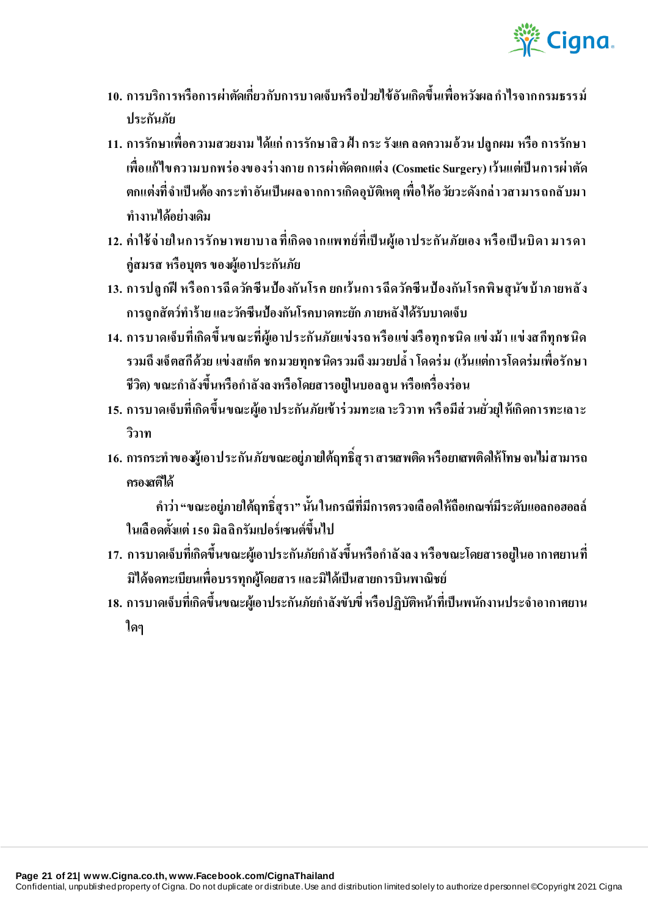10. การบริการหรือการผ่าตัดเกี่ยวกับการบาดเจ็บหรือป่วยไข้อันเกิดขึ้นเพื่อหวังผลกำไรจากกรมธรรม์ประกันภัย
11. การรักษาเพื่อความสวยงาม ได้แก่ การรักษาสิว ฝ้า กระ รังแค ลดความอ้วน ปลูกผม หรือ การรักษาเพื่อแก้ไขความบกพร่องของร่างกาย การผ่าตัดตกแต่ง (Cosmetic Surgery) เว้นแต่เป็นการผ่าตัดตกแต่งที่จำเป็นต้องกระทำอันเป็นผลจากการเกิดอุบัติเหตุ เพื่อให้อวัยวะดังกล่าวสามารถกลับมาทำงานได้อย่างเดิม
12. ค่าใช้จ่ายในการรักษาพยาบาล ที่เกิดจากแพทย์ที่เป็นผู้เอาประกันภัยเอง หรือเป็นบิดา มารดา คู่สมรส หรือบุตร ของผู้เอาประกันภัย
13. การปลูกฝี หรือการฉีดวัคซีนป้องกันโรค ยกเว้นการฉีดวัคซีนป้องกันโรคพิษสุนัขบ้าภายหลังการถูกสัตว์ทำร้าย และวัคซีนป้องกันโรคบาดทะยัก ภายหลังได้รับบาดเจ็บ
14. การบาดเจ็บที่เกิดขึ้นขณะที่ผู้เอาประกันภัยแข่งรถ หรือแข่งเรือทุกชนิด แข่งม้า แข่งสกีทุกชนิดรวมถึงเจ็ตสกีด้วย แข่งสเก็ต ชกมวยทุกชนิดรวมถึงมวยปล้ำ โดดร่ม (เว้นแต่การโดดร่มเพื่อรักษาชีวิต) ขณะกำลังขึ้นหรือกำลังลงหรือโดยสารอยู่ในบอลลูน หรือเครื่องร่อน
15. การบาดเจ็บที่เกิดขึ้นขณะผู้เอาประกันภัยเข้าร่วมทะเลาะวิวาท หรือมีส่วนยั่วยุให้เกิดการทะเลาะวิวาท
16. การกระทำของผู้เอาประกันภัยขณะอยู่ภายใต้ฤทธิ์สุรา สารเสพติด หรือยาเสพติดให้โทษ จนไม่สามารถครองสติได้

    คำว่า "ขณะอยู่ภายใต้ฤทธิ์สุรา" นั้นในกรณีที่มีการตรวจเลือดให้ถือเกณฑ์มีระดับแอลกอฮอลล์ในเลือดตั้งแต่ 150 มิลลิกรัมเปอร์เซนต์ขึ้นไป
17. การบาดเจ็บที่เกิดขึ้นขณะผู้เอาประกันภัยกำลังขึ้นหรือกำลังลง หรือขณะโดยสารอยู่ในอากาศยานที่มิได้จดทะเบียนเพื่อบรรทุกผู้โดยสาร และมิได้เป็นสายการบินพาณิชย์
18. การบาดเจ็บที่เกิดขึ้นขณะผู้เอาประกันภัยกำลังขับขี่ หรือปฏิบัติหน้าที่เป็นพนักงานประจำอากาศยานใดๆ